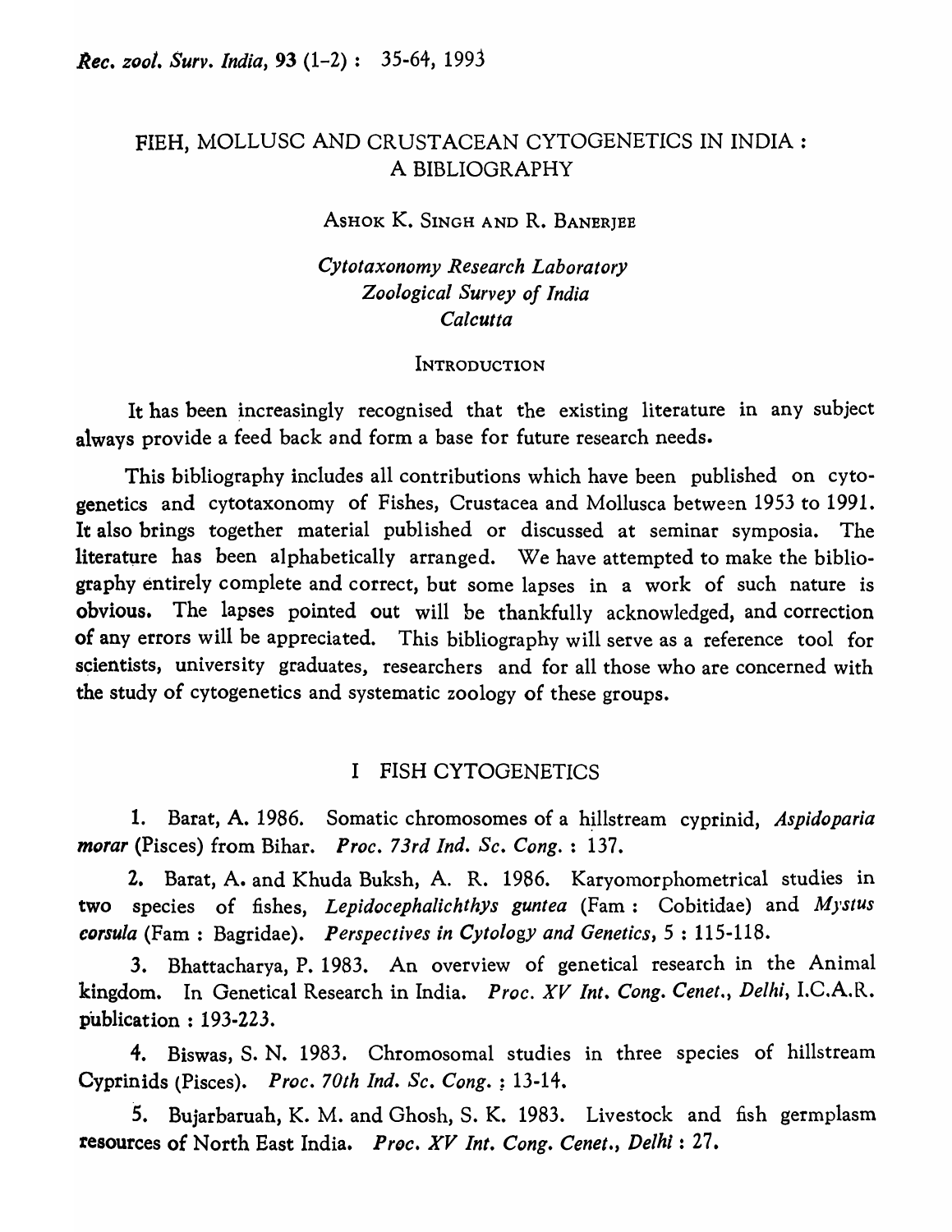# FIEH, MOLLUSC AND CRUSTACEAN CYTOGENETICS IN INDIA : A BIBLIOGRAPHY

ASHOK K. SINGH AND R. BANERJEE

*Cytotaxonomy Research Laboratory*
*Zoological Survey of India*
*Calcutta*

## INTRODUCTION

It has been increasingly recognised that the existing literature in any subject always provide a feed back and form a base for future research needs.

This bibliography includes all contributions which have been published on cytogenetics and cytotaxonomy of Fishes, Crustacea and Mollusca between 1953 to 1991. It also brings together material published or discussed at seminar symposia. The literature has been alphabetically arranged. We have attempted to make the bibliography entirely complete and correct, but some lapses in a work of such nature is obvious. The lapses pointed out will be thankfully acknowledged, and correction of any errors will be appreciated. This bibliography will serve as a reference tool for scientists, university graduates, researchers and for all those who are concerned with the study of cytogenetics and systematic zoology of these groups.

## I FISH CYTOGENETICS

1. Barat, A. 1986. Somatic chromosomes of a hillstream cyprinid, *Aspidoparia morar* (Pisces) from Bihar. *Proc. 73rd Ind. Sc. Cong.* : 137.

2. Barat, A. and Khuda Buksh, A. R. 1986. Karyomorphometrical studies in two species of fishes, *Lepidocephalichthys guntea* (Fam : Cobitidae) and *Mystus corsula* (Fam : Bagridae). *Perspectives in Cytology and Genetics*, 5 : 115-118.

3. Bhattacharya, P. 1983. An overview of genetical research in the Animal kingdom. In Genetical Research in India. *Proc. XV Int. Cong. Cenet., Delhi*, I.C.A.R. publication : 193-223.

4. Biswas, S. N. 1983. Chromosomal studies in three species of hillstream Cyprinids (Pisces). *Proc. 70th Ind. Sc. Cong.* : 13-14.

5. Bujarbaruah, K. M. and Ghosh, S. K. 1983. Livestock and fish germplasm resources of North East India. *Proc. XV Int. Cong. Cenet., Delhi* : 27.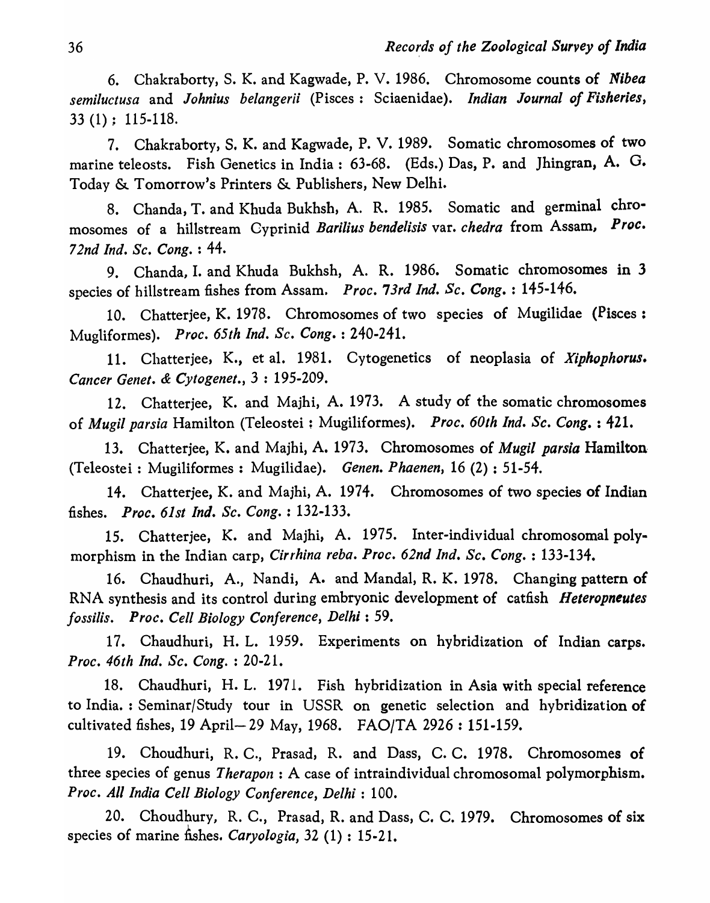6. Chakraborty, S. K. and Kagwade, P. V. 1986. Chromosome counts of *Nibea semiluctusa* and *Johnius belangerii* (Pisces : Sciaenidae). *Indian Journal of Fisheries*, 33 (1) : 115-118.

7. Chakraborty, S. K. and Kagwade, P. V. 1989. Somatic chromosomes of two marine teleosts. Fish Genetics in India : 63-68. (Eds.) Das, P. and Jhingran, A. G. Today & Tomorrow's Printers & Publishers, New Delhi.

8. Chanda, T. and Khuda Bukhsh, A. R. 1985. Somatic and germinal chromosomes of a hillstream Cyprinid *Barilius bendelisis* var. *chedra* from Assam, *Proc. 72nd Ind. Sc. Cong.* : 44.

9. Chanda, I. and Khuda Bukhsh, A. R. 1986. Somatic chromosomes in 3 species of hillstream fishes from Assam. *Proc. 73rd Ind. Sc. Cong.* : 145-146.

10. Chatterjee, K. 1978. Chromosomes of two species of Mugilidae (Pisces : Mugliformes). *Proc. 65th Ind. Sc. Cong.* : 240-241.

11. Chatterjee, K., et al. 1981. Cytogenetics of neoplasia of *Xiphophorus*. *Cancer Genet. & Cytogenet.*, 3 : 195-209.

12. Chatterjee, K. and Majhi, A. 1973. A study of the somatic chromosomes of *Mugil parsia* Hamilton (Teleostei : Mugiliformes). *Proc. 60th Ind. Sc. Cong.* : 421.

13. Chatterjee, K. and Majhi, A. 1973. Chromosomes of *Mugil parsia* Hamilton (Teleostei : Mugiliformes : Mugilidae). *Genen. Phaenen*, 16 (2) : 51-54.

14. Chatterjee, K. and Majhi, A. 1974. Chromosomes of two species of Indian fishes. *Proc. 61st Ind. Sc. Cong.* : 132-133.

15. Chatterjee, K. and Majhi, A. 1975. Inter-individual chromosomal polymorphism in the Indian carp, *Cirrhina reba*. *Proc. 62nd Ind. Sc. Cong.* : 133-134.

16. Chaudhuri, A., Nandi, A. and Mandal, R. K. 1978. Changing pattern of RNA synthesis and its control during embryonic development of catfish *Heteropneutes fossilis*. *Proc. Cell Biology Conference, Delhi* : 59.

17. Chaudhuri, H. L. 1959. Experiments on hybridization of Indian carps. *Proc. 46th Ind. Sc. Cong.* : 20-21.

18. Chaudhuri, H. L. 1971. Fish hybridization in Asia with special reference to India. : Seminar/Study tour in USSR on genetic selection and hybridization of cultivated fishes, 19 April—29 May, 1968. FAO/TA 2926 : 151-159.

19. Choudhuri, R. C., Prasad, R. and Dass, C. C. 1978. Chromosomes of three species of genus *Therapon* : A case of intraindividual chromosomal polymorphism. *Proc. All India Cell Biology Conference, Delhi* : 100.

20. Choudhury, R. C., Prasad, R. and Dass, C. C. 1979. Chromosomes of six species of marine fishes. *Caryologia*, 32 (1) : 15-21.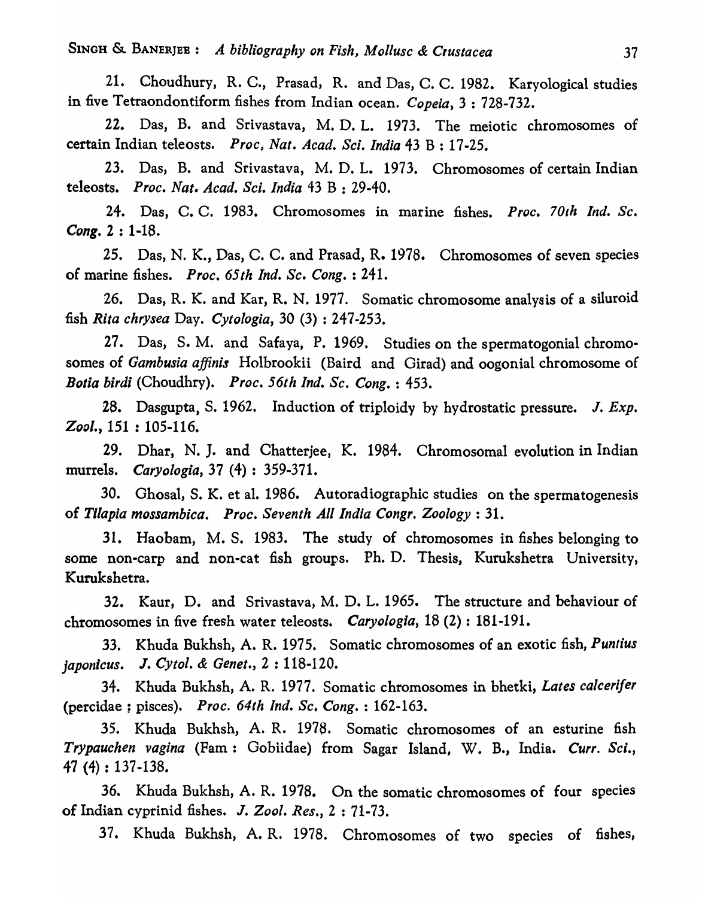21. Choudhury, R. C., Prasad, R. and Das, C. C. 1982. Karyological studies in five Tetraondontiform fishes from Indian ocean. *Copeia*, 3 : 728-732.

22. Das, B. and Srivastava, M. D. L. 1973. The meiotic chromosomes of certain Indian teleosts. *Proc, Nat. Acad. Sci. India* 43 B : 17-25.

23. Das, B. and Srivastava, M. D. L. 1973. Chromosomes of certain Indian teleosts. *Proc. Nat. Acad. Sci. India* 43 B : 29-40.

24. Das, C. C. 1983. Chromosomes in marine fishes. *Proc. 70th Ind. Sc. Cong.* 2 : 1-18.

25. Das, N. K., Das, C. C. and Prasad, R. 1978. Chromosomes of seven species of marine fishes. *Proc. 65th Ind. Sc. Cong.* : 241.

26. Das, R. K. and Kar, R. N. 1977. Somatic chromosome analysis of a siluroid fish *Rita chrysea* Day. *Cytologia*, 30 (3) : 247-253.

27. Das, S. M. and Safaya, P. 1969. Studies on the spermatogonial chromosomes of *Gambusia affinis* Holbrookii (Baird and Girad) and oogonial chromosome of *Botia birdi* (Choudhry). *Proc. 56th Ind. Sc. Cong.* : 453.

28. Dasgupta, S. 1962. Induction of triploidy by hydrostatic pressure. *J. Exp. Zool.*, 151 : 105-116.

29. Dhar, N. J. and Chatterjee, K. 1984. Chromosomal evolution in Indian murrels. *Caryologia*, 37 (4) : 359-371.

30. Ghosal, S. K. et al. 1986. Autoradiographic studies on the spermatogenesis of *Tilapia mossambica*. *Proc. Seventh All India Congr. Zoology* : 31.

31. Haobam, M. S. 1983. The study of chromosomes in fishes belonging to some non-carp and non-cat fish groups. Ph. D. Thesis, Kurukshetra University, Kurukshetra.

32. Kaur, D. and Srivastava, M. D. L. 1965. The structure and behaviour of chromosomes in five fresh water teleosts. *Caryologia*, 18 (2) : 181-191.

33. Khuda Bukhsh, A. R. 1975. Somatic chromosomes of an exotic fish, *Puntius japonicus*. *J. Cytol. & Genet.*, 2 : 118-120.

34. Khuda Bukhsh, A. R. 1977. Somatic chromosomes in bhetki, *Lates calcerifer* (percidae : pisces). *Proc. 64th Ind. Sc. Cong.* : 162-163.

35. Khuda Bukhsh, A. R. 1978. Somatic chromosomes of an esturine fish *Trypauchen vagina* (Fam : Gobiidae) from Sagar Island, W. B., India. *Curr. Sci.*, 47 (4) : 137-138.

36. Khuda Bukhsh, A. R. 1978. On the somatic chromosomes of four species of Indian cyprinid fishes. *J. Zool. Res.*, 2 : 71-73.

37. Khuda Bukhsh, A. R. 1978. Chromosomes of two species of fishes,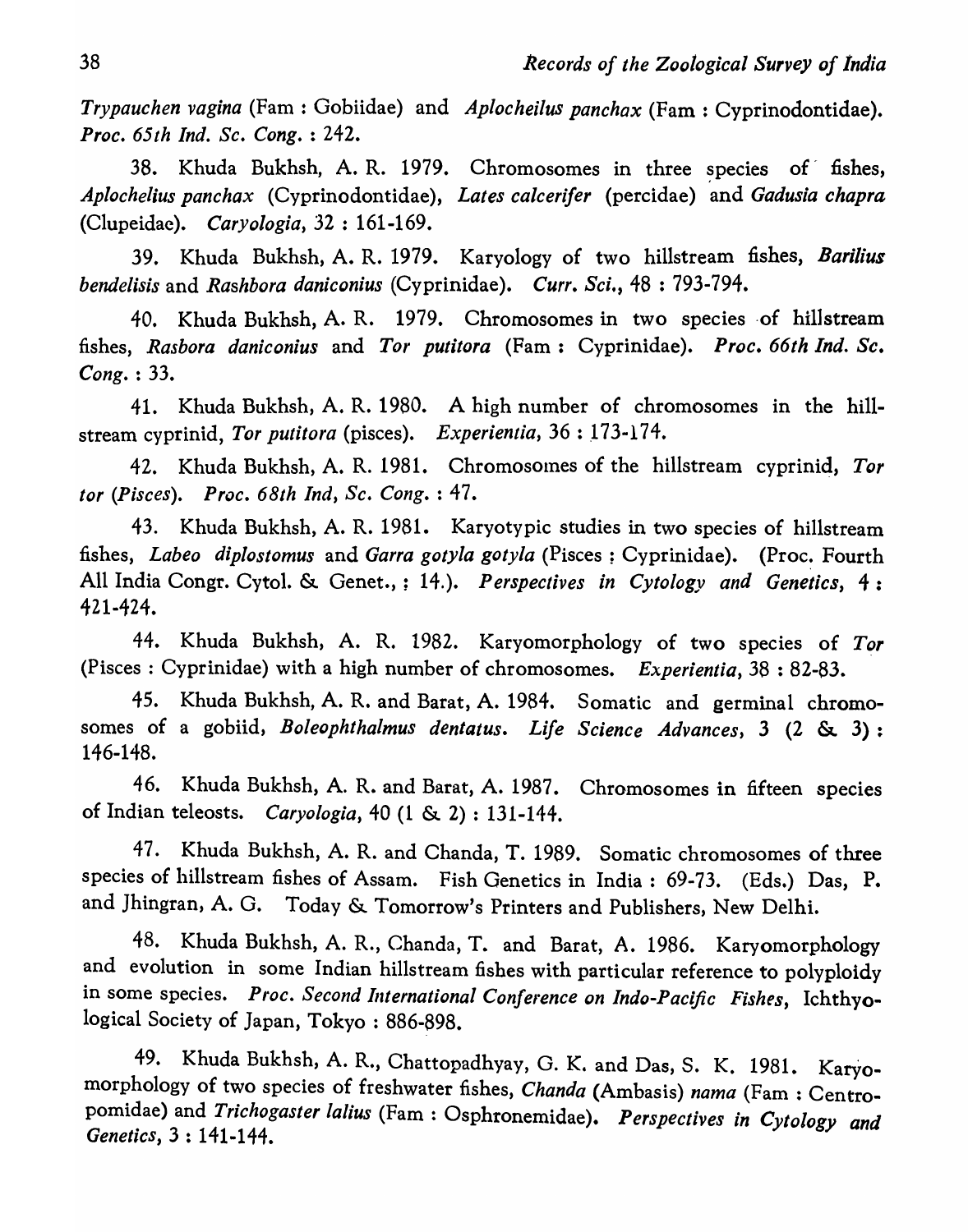*Trypauchen vagina* (Fam : Gobiidae) and *Aplocheilus panchax* (Fam : Cyprinodontidae). *Proc. 65th Ind. Sc. Cong.* : 242.

38. Khuda Bukhsh, A. R. 1979. Chromosomes in three species of fishes, *Aplochelius panchax* (Cyprinodontidae), *Lates calcerifer* (percidae) and *Gadusia chapra* (Clupeidae). *Caryologia*, 32 : 161-169.

39. Khuda Bukhsh, A. R. 1979. Karyology of two hillstream fishes, *Barilius bendelisis* and *Rashbora daniconius* (Cyprinidae). *Curr. Sci.*, 48 : 793-794.

40. Khuda Bukhsh, A. R. 1979. Chromosomes in two species of hillstream fishes, *Rasbora daniconius* and *Tor putitora* (Fam : Cyprinidae). *Proc. 66th Ind. Sc. Cong.* : 33.

41. Khuda Bukhsh, A. R. 1980. A high number of chromosomes in the hillstream cyprinid, *Tor putitora* (pisces). *Experientia*, 36 : 173-174.

42. Khuda Bukhsh, A. R. 1981. Chromosomes of the hillstream cyprinid, *Tor tor* (*Pisces*). *Proc. 68th Ind, Sc. Cong.* : 47.

43. Khuda Bukhsh, A. R. 1981. Karyotypic studies in two species of hillstream fishes, *Labeo diplostomus* and *Garra gotyla gotyla* (Pisces : Cyprinidae). (Proc. Fourth All India Congr. Cytol. & Genet., : 14.). *Perspectives in Cytology and Genetics*, 4 : 421-424.

44. Khuda Bukhsh, A. R. 1982. Karyomorphology of two species of *Tor* (Pisces : Cyprinidae) with a high number of chromosomes. *Experientia*, 38 : 82-83.

45. Khuda Bukhsh, A. R. and Barat, A. 1984. Somatic and germinal chromosomes of a gobiid, *Boleophthalmus dentatus*. *Life Science Advances*, 3 (2 & 3) : 146-148.

46. Khuda Bukhsh, A. R. and Barat, A. 1987. Chromosomes in fifteen species of Indian teleosts. *Caryologia*, 40 (1 & 2) : 131-144.

47. Khuda Bukhsh, A. R. and Chanda, T. 1989. Somatic chromosomes of three species of hillstream fishes of Assam. Fish Genetics in India : 69-73. (Eds.) Das, P. and Jhingran, A. G. Today & Tomorrow's Printers and Publishers, New Delhi.

48. Khuda Bukhsh, A. R., Chanda, T. and Barat, A. 1986. Karyomorphology and evolution in some Indian hillstream fishes with particular reference to polyploidy in some species. *Proc. Second International Conference on Indo-Pacific Fishes*, Ichthyological Society of Japan, Tokyo : 886-898.

49. Khuda Bukhsh, A. R., Chattopadhyay, G. K. and Das, S. K. 1981. Karyomorphology of two species of freshwater fishes, *Chanda* (Ambasis) *nama* (Fam : Centropomidae) and *Trichogaster lalius* (Fam : Osphronemidae). *Perspectives in Cytology and Genetics*, 3 : 141-144.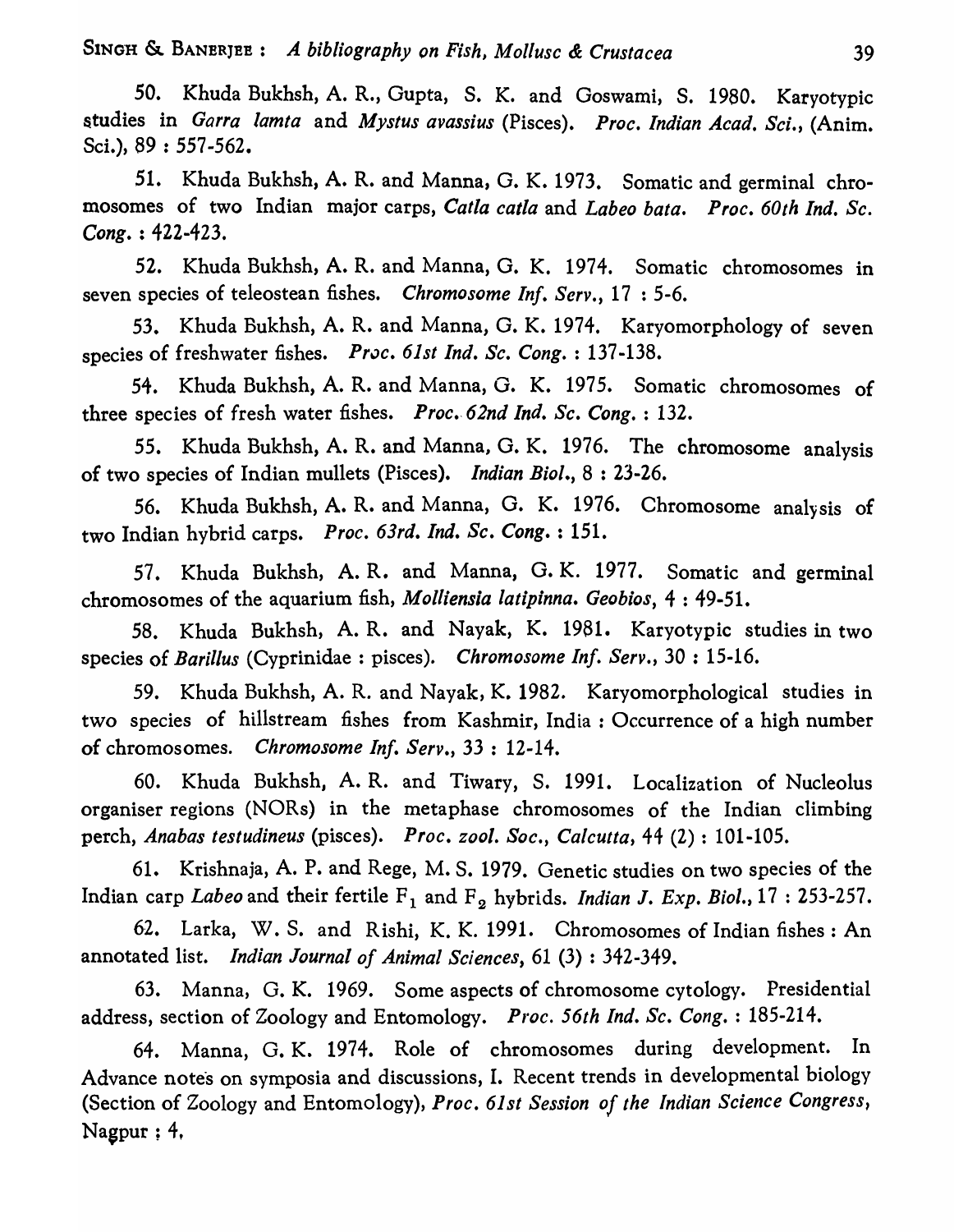50. Khuda Bukhsh, A. R., Gupta, S. K. and Goswami, S. 1980. Karyotypic studies in *Garra lamta* and *Mystus avassius* (Pisces). *Proc. Indian Acad. Sci.*, (Anim. Sci.), 89 : 557-562.

51. Khuda Bukhsh, A. R. and Manna, G. K. 1973. Somatic and germinal chromosomes of two Indian major carps, *Catla catla* and *Labeo bata*. *Proc. 60th Ind. Sc. Cong.* : 422-423.

52. Khuda Bukhsh, A. R. and Manna, G. K. 1974. Somatic chromosomes in seven species of teleostean fishes. *Chromosome Inf. Serv.*, 17 : 5-6.

53. Khuda Bukhsh, A. R. and Manna, G. K. 1974. Karyomorphology of seven species of freshwater fishes. *Proc. 61st Ind. Sc. Cong.* : 137-138.

54. Khuda Bukhsh, A. R. and Manna, G. K. 1975. Somatic chromosomes of three species of fresh water fishes. *Proc. 62nd Ind. Sc. Cong.* : 132.

55. Khuda Bukhsh, A. R. and Manna, G. K. 1976. The chromosome analysis of two species of Indian mullets (Pisces). *Indian Biol.*, 8 : 23-26.

56. Khuda Bukhsh, A. R. and Manna, G. K. 1976. Chromosome analysis of two Indian hybrid carps. *Proc. 63rd. Ind. Sc. Cong.* : 151.

57. Khuda Bukhsh, A. R. and Manna, G. K. 1977. Somatic and germinal chromosomes of the aquarium fish, *Molliensia latipinna*. *Geobios*, 4 : 49-51.

58. Khuda Bukhsh, A. R. and Nayak, K. 1981. Karyotypic studies in two species of *Barillus* (Cyprinidae : pisces). *Chromosome Inf. Serv.*, 30 : 15-16.

59. Khuda Bukhsh, A. R. and Nayak, K. 1982. Karyomorphological studies in two species of hillstream fishes from Kashmir, India : Occurrence of a high number of chromosomes. *Chromosome Inf. Serv.*, 33 : 12-14.

60. Khuda Bukhsh, A. R. and Tiwary, S. 1991. Localization of Nucleolus organiser regions (NORs) in the metaphase chromosomes of the Indian climbing perch, *Anabas testudineus* (pisces). *Proc. zool. Soc., Calcutta*, 44 (2) : 101-105.

61. Krishnaja, A. P. and Rege, M. S. 1979. Genetic studies on two species of the Indian carp *Labeo* and their fertile $F_1$ and $F_2$ hybrids. *Indian J. Exp. Biol.*, 17 : 253-257.

62. Larka, W. S. and Rishi, K. K. 1991. Chromosomes of Indian fishes : An annotated list. *Indian Journal of Animal Sciences*, 61 (3) : 342-349.

63. Manna, G. K. 1969. Some aspects of chromosome cytology. Presidential address, section of Zoology and Entomology. *Proc. 56th Ind. Sc. Cong.* : 185-214.

64. Manna, G. K. 1974. Role of chromosomes during development. In Advance notes on symposia and discussions, I. Recent trends in developmental biology (Section of Zoology and Entomology), *Proc. 61st Session of the Indian Science Congress*, Nagpur ; 4.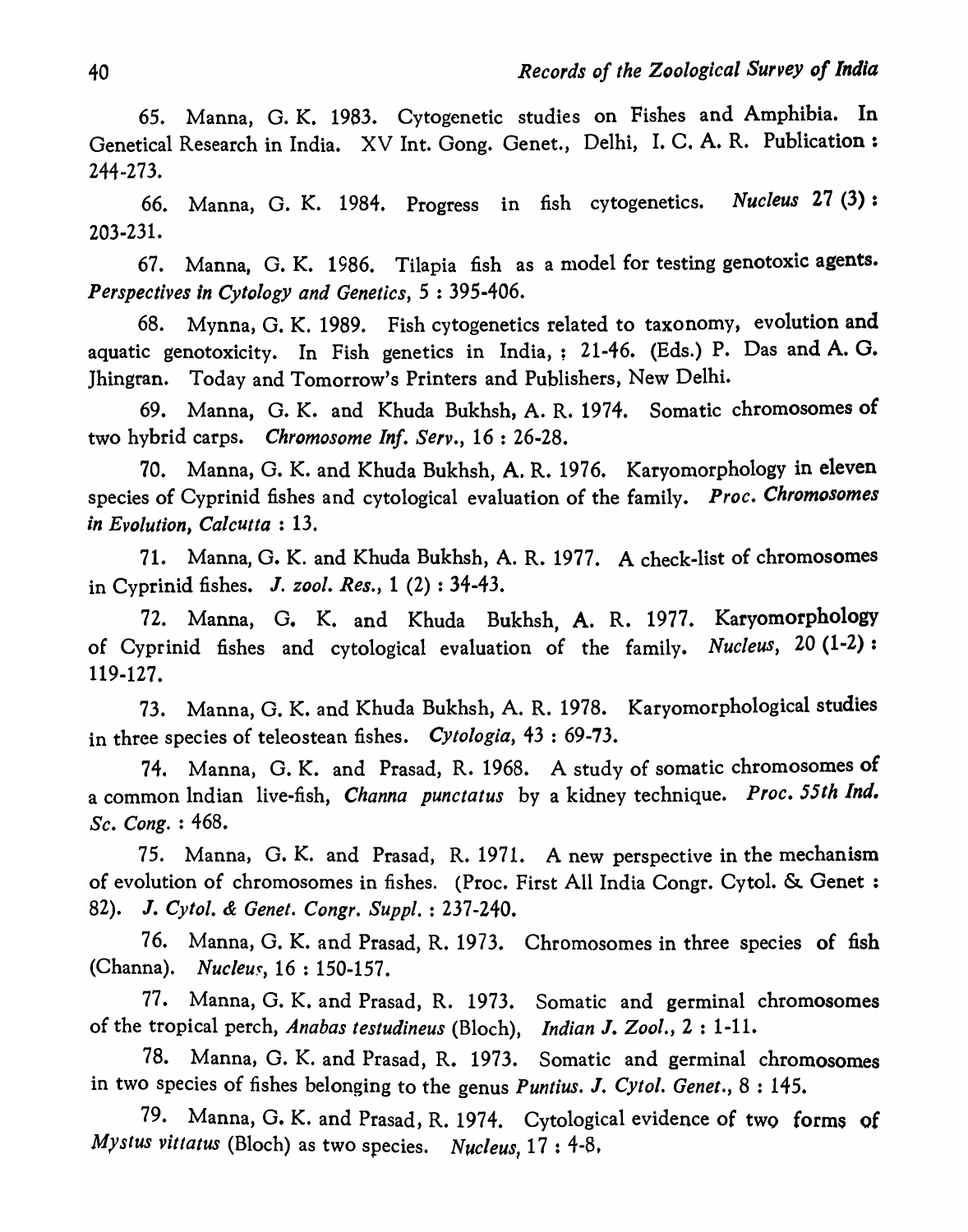65. Manna, G. K. 1983. Cytogenetic studies on Fishes and Amphibia. In Genetical Research in India. XV Int. Gong. Genet., Delhi, I. C. A. R. Publication : 244-273.

66. Manna, G. K. 1984. Progress in fish cytogenetics. *Nucleus* 27 (3) : 203-231.

67. Manna, G. K. 1986. Tilapia fish as a model for testing genotoxic agents. *Perspectives in Cytology and Genetics*, 5 : 395-406.

68. Mynna, G. K. 1989. Fish cytogenetics related to taxonomy, evolution and aquatic genotoxicity. In Fish genetics in India, ; 21-46. (Eds.) P. Das and A. G. Jhingran. Today and Tomorrow's Printers and Publishers, New Delhi.

69. Manna, G. K. and Khuda Bukhsh, A. R. 1974. Somatic chromosomes of two hybrid carps. *Chromosome Inf. Serv.*, 16 : 26-28.

70. Manna, G. K. and Khuda Bukhsh, A. R. 1976. Karyomorphology in eleven species of Cyprinid fishes and cytological evaluation of the family. *Proc. Chromosomes in Evolution, Calcutta* : 13.

71. Manna, G. K. and Khuda Bukhsh, A. R. 1977. A check-list of chromosomes in Cyprinid fishes. *J. zool. Res.*, 1 (2) : 34-43.

72. Manna, G. K. and Khuda Bukhsh, A. R. 1977. Karyomorphology of Cyprinid fishes and cytological evaluation of the family. *Nucleus*, 20 (1-2) : 119-127.

73. Manna, G. K. and Khuda Bukhsh, A. R. 1978. Karyomorphological studies in three species of teleostean fishes. *Cytologia*, 43 : 69-73.

74. Manna, G. K. and Prasad, R. 1968. A study of somatic chromosomes of a common Indian live-fish, *Channa punctatus* by a kidney technique. *Proc. 55th Ind. Sc. Cong.* : 468.

75. Manna, G. K. and Prasad, R. 1971. A new perspective in the mechanism of evolution of chromosomes in fishes. (Proc. First All India Congr. Cytol. & Genet : 82). *J. Cytol. & Genet. Congr. Suppl.* : 237-240.

76. Manna, G. K. and Prasad, R. 1973. Chromosomes in three species of fish (Channa). *Nucleus*, 16 : 150-157.

77. Manna, G. K. and Prasad, R. 1973. Somatic and germinal chromosomes of the tropical perch, *Anabas testudineus* (Bloch), *Indian J. Zool.*, 2 : 1-11.

78. Manna, G. K. and Prasad, R. 1973. Somatic and germinal chromosomes in two species of fishes belonging to the genus *Puntius*. *J. Cytol. Genet.*, 8 : 145.

79. Manna, G. K. and Prasad, R. 1974. Cytological evidence of two forms of *Mystus vittatus* (Bloch) as two species. *Nucleus*, 17 : 4-8.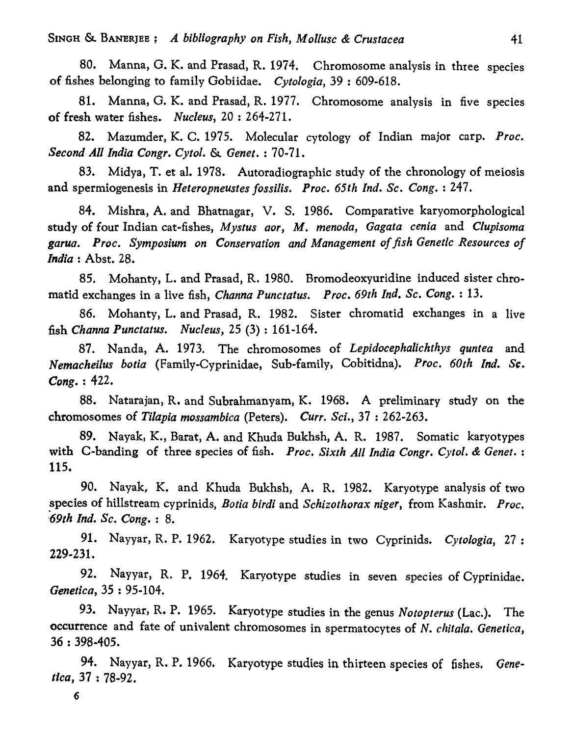80. Manna, G. K. and Prasad, R. 1974. Chromosome analysis in three species of fishes belonging to family Gobiidae. *Cytologia*, 39 : 609-618.

81. Manna, G. K. and Prasad, R. 1977. Chromosome analysis in five species of fresh water fishes. *Nucleus*, 20 : 264-271.

82. Mazumder, K. C. 1975. Molecular cytology of Indian major carp. *Proc. Second All India Congr. Cytol. & Genet.* : 70-71.

83. Midya, T. et al. 1978. Autoradiographic study of the chronology of meiosis and spermiogenesis in *Heteropneustes fossilis*. *Proc. 65th Ind. Sc. Cong.* : 247.

84. Mishra, A. and Bhatnagar, V. S. 1986. Comparative karyomorphological study of four Indian cat-fishes, *Mystus aor*, *M. menoda*, *Gagata cenia* and *Clupisoma garua*. *Proc. Symposium on Conservation and Management of fish Genetic Resources of India* : Abst. 28.

85. Mohanty, L. and Prasad, R. 1980. Bromodeoxyuridine induced sister chromatid exchanges in a live fish, *Channa Punctatus*. *Proc. 69th Ind. Sc. Cong.* : 13.

86. Mohanty, L. and Prasad, R. 1982. Sister chromatid exchanges in a live fish *Channa Punctatus*. *Nucleus*, 25 (3) : 161-164.

87. Nanda, A. 1973. The chromosomes of *Lepidocephalichthys quntea* and *Nemacheilus botia* (Family-Cyprinidae, Sub-family, Cobitidna). *Proc. 60th Ind. Sc. Cong.* : 422.

88. Natarajan, R. and Subrahmanyam, K. 1968. A preliminary study on the chromosomes of *Tilapia mossambica* (Peters). *Curr. Sci.*, 37 : 262-263.

89. Nayak, K., Barat, A. and Khuda Bukhsh, A. R. 1987. Somatic karyotypes with C-banding of three species of fish. *Proc. Sixth All India Congr. Cytol. & Genet.* : 115.

90. Nayak, K. and Khuda Bukhsh, A. R. 1982. Karyotype analysis of two species of hillstream cyprinids, *Botia birdi* and *Schizothorax niger*, from Kashmir. *Proc. 69th Ind. Sc. Cong.* : 8.

91. Nayyar, R. P. 1962. Karyotype studies in two Cyprinids. *Cytologia*, 27 : 229-231.

92. Nayyar, R. P. 1964. Karyotype studies in seven species of Cyprinidae. *Genetica*, 35 : 95-104.

93. Nayyar, R. P. 1965. Karyotype studies in the genus *Notopterus* (Lac.). The occurrence and fate of univalent chromosomes in spermatocytes of *N. chitala*. *Genetica*, 36 : 398-405.

94. Nayyar, R. P. 1966. Karyotype studies in thirteen species of fishes. *Genetica*, 37 : 78-92.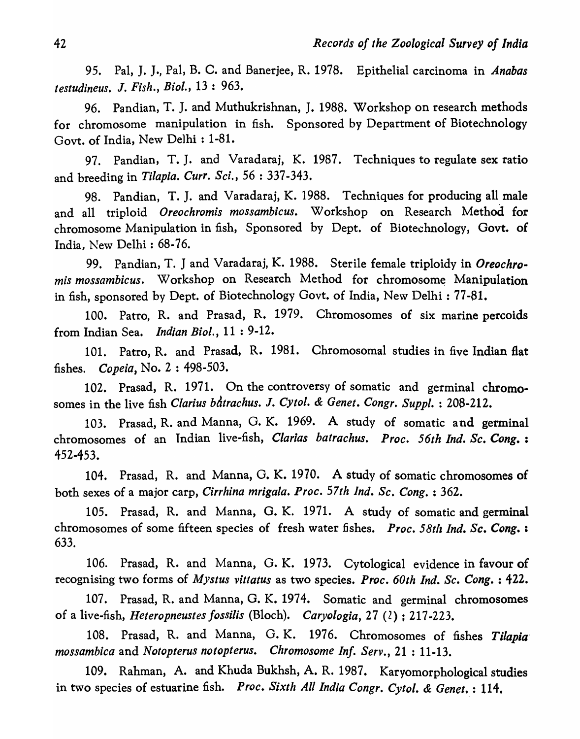95. Pal, J. J., Pal, B. C. and Banerjee, R. 1978. Epithelial carcinoma in *Anabas testudineus*. *J. Fish., Biol.*, 13 : 963.

96. Pandian, T. J. and Muthukrishnan, J. 1988. Workshop on research methods for chromosome manipulation in fish. Sponsored by Department of Biotechnology Govt. of India, New Delhi : 1-81.

97. Pandian, T. J. and Varadaraj, K. 1987. Techniques to regulate sex ratio and breeding in *Tilapia*. *Curr. Sci.*, 56 : 337-343.

98. Pandian, T. J. and Varadaraj, K. 1988. Techniques for producing all male and all triploid *Oreochromis mossambicus*. Workshop on Research Method for chromosome Manipulation in fish, Sponsored by Dept. of Biotechnology, Govt. of India, New Delhi : 68-76.

99. Pandian, T. J and Varadaraj, K. 1988. Sterile female triploidy in *Oreochromis mossambicus*. Workshop on Research Method for chromosome Manipulation in fish, sponsored by Dept. of Biotechnology Govt. of India, New Delhi : 77-81.

100. Patro, R. and Prasad, R. 1979. Chromosomes of six marine percoids from Indian Sea. *Indian Biol.*, 11 : 9-12.

101. Patro, R. and Prasad, R. 1981. Chromosomal studies in five Indian flat fishes. *Copeia*, No. 2 : 498-503.

102. Prasad, R. 1971. On the controversy of somatic and germinal chromosomes in the live fish *Clarius bàtrachus*. *J. Cytol. & Genet. Congr. Suppl.* : 208-212.

103. Prasad, R. and Manna, G. K. 1969. A study of somatic and germinal chromosomes of an Indian live-fish, *Clarias batrachus*. *Proc. 56th Ind. Sc. Cong.* : 452-453.

104. Prasad, R. and Manna, G. K. 1970. A study of somatic chromosomes of both sexes of a major carp, *Cirrhina mrigala*. *Proc. 57th Ind. Sc. Cong.* : 362.

105. Prasad, R. and Manna, G. K. 1971. A study of somatic and germinal chromosomes of some fifteen species of fresh water fishes. *Proc. 58th Ind. Sc. Cong.* : 633.

106. Prasad, R. and Manna, G. K. 1973. Cytological evidence in favour of recognising two forms of *Mystus vittatus* as two species. *Proc. 60th Ind. Sc. Cong.* : 422.

107. Prasad, R. and Manna, G. K. 1974. Somatic and germinal chromosomes of a live-fish, *Heteropneustes fossilis* (Bloch). *Caryologia*, 27 (2) ; 217-223.

108. Prasad, R. and Manna, G. K. 1976. Chromosomes of fishes *Tilapia mossambica* and *Notopterus notopterus*. *Chromosome Inf. Serv.*, 21 : 11-13.

109. Rahman, A. and Khuda Bukhsh, A. R. 1987. Karyomorphological studies in two species of estuarine fish. *Proc. Sixth All India Congr. Cytol. & Genet.* : 114.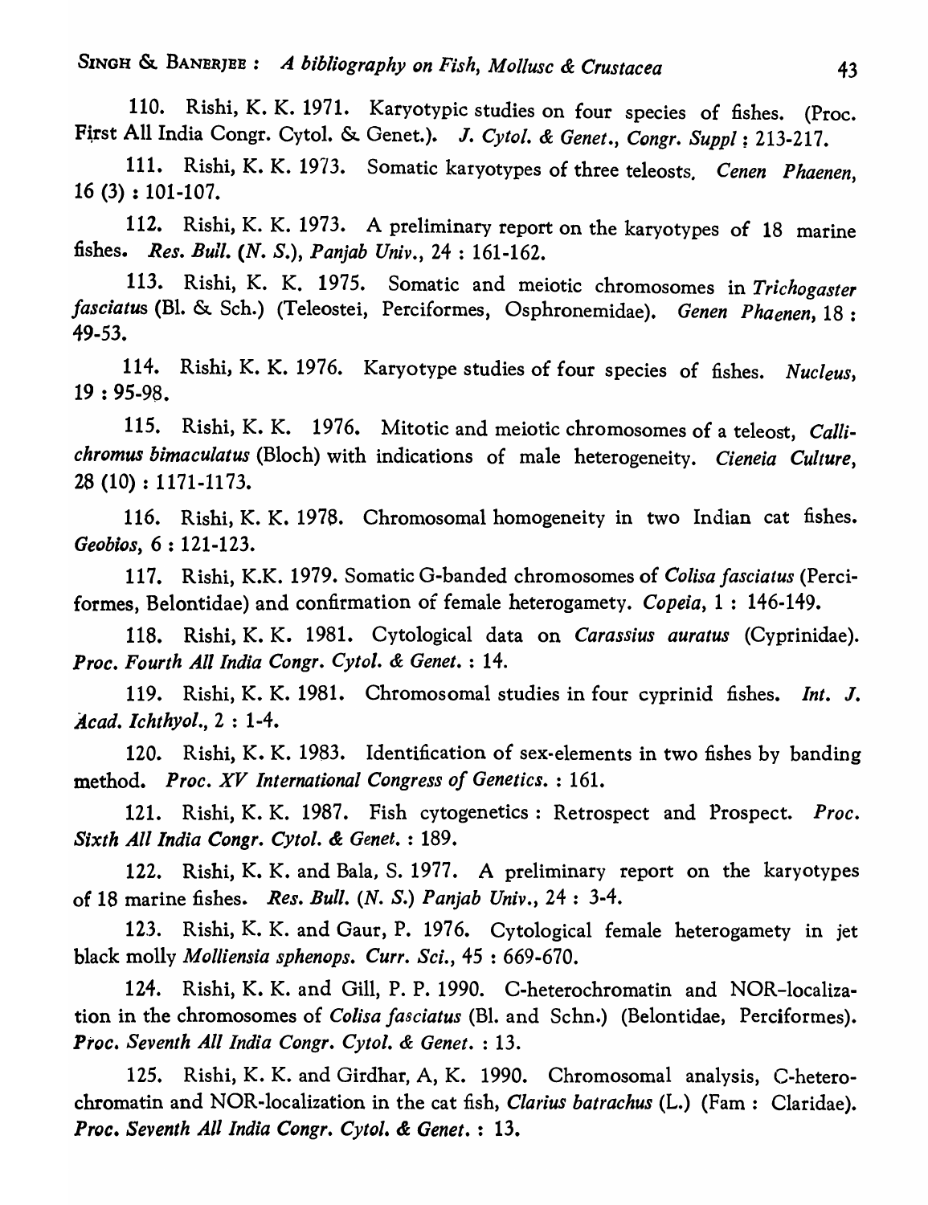110. Rishi, K. K. 1971. Karyotypic studies on four species of fishes. (Proc. First All India Congr. Cytol. & Genet.). *J. Cytol. & Genet., Congr. Suppl* : 213-217.

111. Rishi, K. K. 1973. Somatic karyotypes of three teleosts. *Cenen Phaenen*, 16 (3) : 101-107.

112. Rishi, K. K. 1973. A preliminary report on the karyotypes of 18 marine fishes. *Res. Bull. (N. S.), Panjab Univ.*, 24 : 161-162.

113. Rishi, K. K. 1975. Somatic and meiotic chromosomes in *Trichogaster fasciatus* (Bl. & Sch.) (Teleostei, Perciformes, Osphronemidae). *Genen Phaenen*, 18 : 49-53.

114. Rishi, K. K. 1976. Karyotype studies of four species of fishes. *Nucleus*, 19 : 95-98.

115. Rishi, K. K. 1976. Mitotic and meiotic chromosomes of a teleost, *Callichromus bimaculatus* (Bloch) with indications of male heterogeneity. *Cieneia Culture*, 28 (10) : 1171-1173.

116. Rishi, K. K. 1978. Chromosomal homogeneity in two Indian cat fishes. *Geobios*, 6 : 121-123.

117. Rishi, K.K. 1979. Somatic G-banded chromosomes of *Colisa fasciatus* (Perciformes, Belontidae) and confirmation of female heterogamety. *Copeia*, 1 : 146-149.

118. Rishi, K. K. 1981. Cytological data on *Carassius auratus* (Cyprinidae). *Proc. Fourth All India Congr. Cytol. & Genet.* : 14.

119. Rishi, K. K. 1981. Chromosomal studies in four cyprinid fishes. *Int. J. Acad. Ichthyol.*, 2 : 1-4.

120. Rishi, K. K. 1983. Identification of sex-elements in two fishes by banding method. *Proc. XV International Congress of Genetics.* : 161.

121. Rishi, K. K. 1987. Fish cytogenetics : Retrospect and Prospect. *Proc. Sixth All India Congr. Cytol. & Genet.* : 189.

122. Rishi, K. K. and Bala, S. 1977. A preliminary report on the karyotypes of 18 marine fishes. *Res. Bull. (N. S.) Panjab Univ.*, 24 : 3-4.

123. Rishi, K. K. and Gaur, P. 1976. Cytological female heterogamety in jet black molly *Molliensia sphenops*. *Curr. Sci.*, 45 : 669-670.

124. Rishi, K. K. and Gill, P. P. 1990. C-heterochromatin and NOR-localization in the chromosomes of *Colisa fasciatus* (Bl. and Schn.) (Belontidae, Perciformes). *Proc. Seventh All India Congr. Cytol. & Genet.* : 13.

125. Rishi, K. K. and Girdhar, A, K. 1990. Chromosomal analysis, C-heterochromatin and NOR-localization in the cat fish, *Clarius batrachus* (L.) (Fam : Claridae). *Proc. Seventh All India Congr. Cytol. & Genet.* : 13.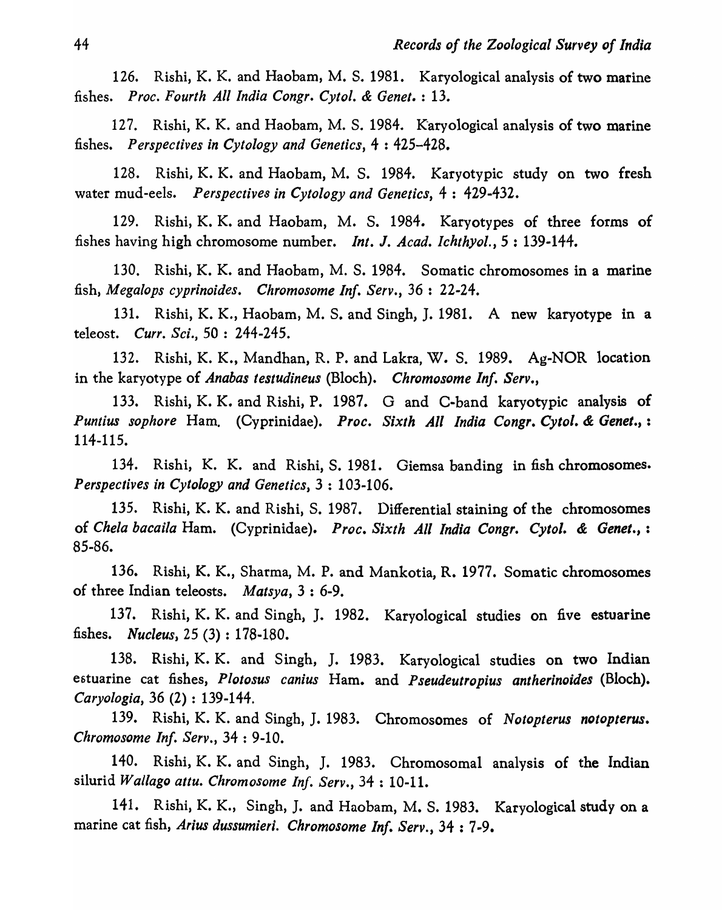126. Rishi, K. K. and Haobam, M. S. 1981. Karyological analysis of two marine fishes. *Proc. Fourth All India Congr. Cytol. & Genet.* : 13.

127. Rishi, K. K. and Haobam, M. S. 1984. Karyological analysis of two marine fishes. *Perspectives in Cytology and Genetics*, 4 : 425–428.

128. Rishi, K. K. and Haobam, M. S. 1984. Karyotypic study on two fresh water mud-eels. *Perspectives in Cytology and Genetics*, 4 : 429-432.

129. Rishi, K. K. and Haobam, M. S. 1984. Karyotypes of three forms of fishes having high chromosome number. *Int. J. Acad. Ichthyol.*, 5 : 139-144.

130. Rishi, K. K. and Haobam, M. S. 1984. Somatic chromosomes in a marine fish, *Megalops cyprinoides*. *Chromosome Inf. Serv.*, 36 : 22-24.

131. Rishi, K. K., Haobam, M. S. and Singh, J. 1981. A new karyotype in a teleost. *Curr. Sci.*, 50 : 244-245.

132. Rishi, K. K., Mandhan, R. P. and Lakra, W. S. 1989. Ag-NOR location in the karyotype of *Anabas testudineus* (Bloch). *Chromosome Inf. Serv.*,

133. Rishi, K. K. and Rishi, P. 1987. G and C-band karyotypic analysis of *Puntius sophore* Ham. (Cyprinidae). *Proc. Sixth All India Congr. Cytol. & Genet.*, : 114-115.

134. Rishi, K. K. and Rishi, S. 1981. Giemsa banding in fish chromosomes. *Perspectives in Cytology and Genetics*, 3 : 103-106.

135. Rishi, K. K. and Rishi, S. 1987. Differential staining of the chromosomes of *Chela bacaila* Ham. (Cyprinidae). *Proc. Sixth All India Congr. Cytol. & Genet.*, : 85-86.

136. Rishi, K. K., Sharma, M. P. and Mankotia, R. 1977. Somatic chromosomes of three Indian teleosts. *Matsya*, 3 : 6-9.

137. Rishi, K. K. and Singh, J. 1982. Karyological studies on five estuarine fishes. *Nucleus*, 25 (3) : 178-180.

138. Rishi, K. K. and Singh, J. 1983. Karyological studies on two Indian estuarine cat fishes, *Plotosus canius* Ham. and *Pseudeutropius antherinoides* (Bloch). *Caryologia*, 36 (2) : 139-144.

139. Rishi, K. K. and Singh, J. 1983. Chromosomes of *Notopterus notopterus*. *Chromosome Inf. Serv.*, 34 : 9-10.

140. Rishi, K. K. and Singh, J. 1983. Chromosomal analysis of the Indian silurid *Wallago attu*. *Chromosome Inf. Serv.*, 34 : 10-11.

141. Rishi, K. K., Singh, J. and Haobam, M. S. 1983. Karyological study on a marine cat fish, *Arius dussumieri*. *Chromosome Inf. Serv.*, 34 : 7-9.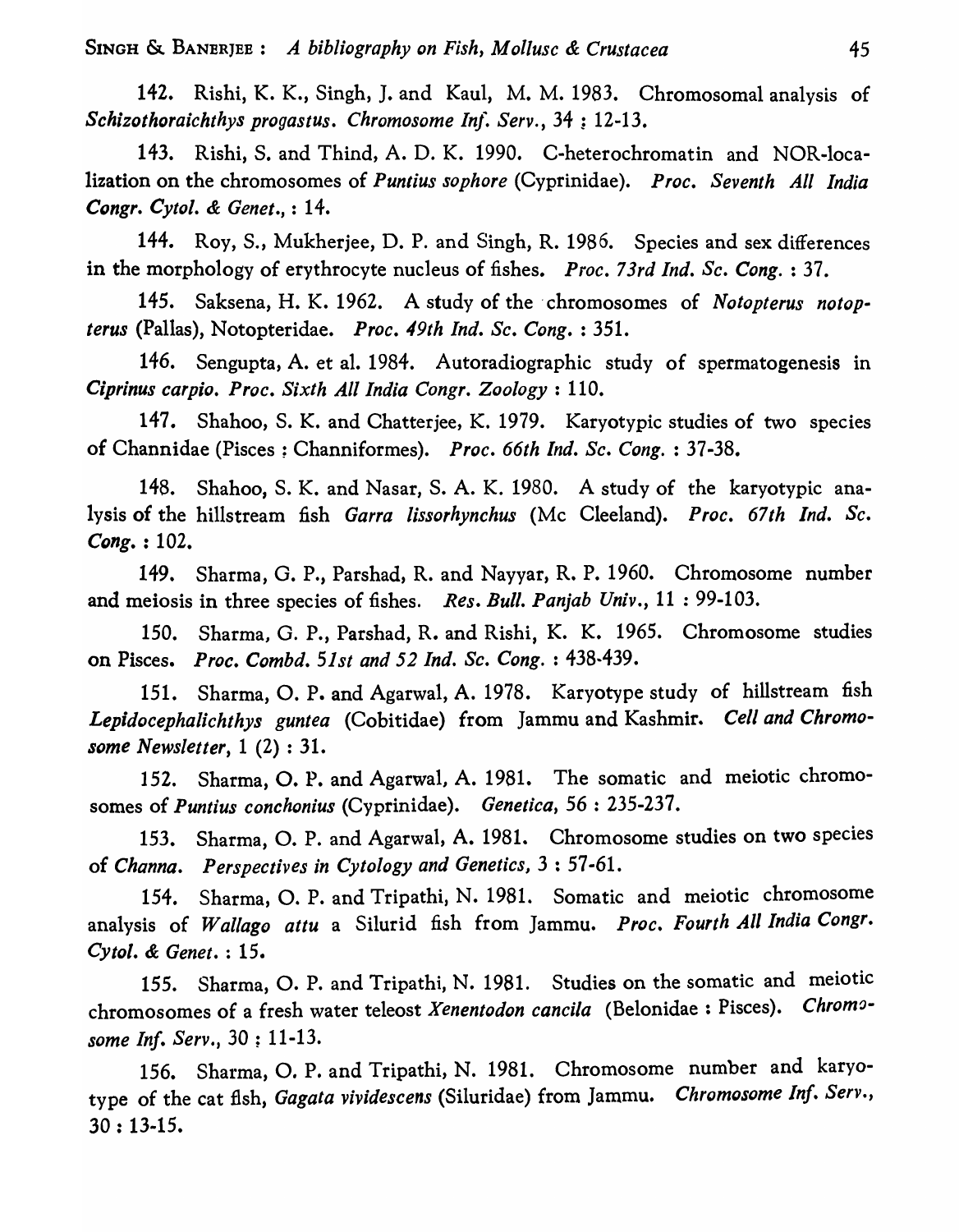142. Rishi, K. K., Singh, J. and Kaul, M. M. 1983. Chromosomal analysis of *Schizothoraichthys progastus*. *Chromosome Inf. Serv.*, 34 : 12-13.

143. Rishi, S. and Thind, A. D. K. 1990. C-heterochromatin and NOR-localization on the chromosomes of *Puntius sophore* (Cyprinidae). *Proc. Seventh All India Congr. Cytol. & Genet.*, : 14.

144. Roy, S., Mukherjee, D. P. and Singh, R. 1986. Species and sex differences in the morphology of erythrocyte nucleus of fishes. *Proc. 73rd Ind. Sc. Cong.* : 37.

145. Saksena, H. K. 1962. A study of the chromosomes of *Notopterus notopterus* (Pallas), Notopteridae. *Proc. 49th Ind. Sc. Cong.* : 351.

146. Sengupta, A. et al. 1984. Autoradiographic study of spermatogenesis in *Ciprinus carpio*. *Proc. Sixth All India Congr. Zoology* : 110.

147. Shahoo, S. K. and Chatterjee, K. 1979. Karyotypic studies of two species of Channidae (Pisces : Channiformes). *Proc. 66th Ind. Sc. Cong.* : 37-38.

148. Shahoo, S. K. and Nasar, S. A. K. 1980. A study of the karyotypic analysis of the hillstream fish *Garra lissorhynchus* (Mc Cleeland). *Proc. 67th Ind. Sc. Cong.* : 102.

149. Sharma, G. P., Parshad, R. and Nayyar, R. P. 1960. Chromosome number and meiosis in three species of fishes. *Res. Bull. Panjab Univ.*, 11 : 99-103.

150. Sharma, G. P., Parshad, R. and Rishi, K. K. 1965. Chromosome studies on Pisces. *Proc. Combd. 51st and 52 Ind. Sc. Cong.* : 438-439.

151. Sharma, O. P. and Agarwal, A. 1978. Karyotype study of hillstream fish *Lepidocephalichthys guntea* (Cobitidae) from Jammu and Kashmir. *Cell and Chromosome Newsletter*, 1 (2) : 31.

152. Sharma, O. P. and Agarwal, A. 1981. The somatic and meiotic chromosomes of *Puntius conchonius* (Cyprinidae). *Genetica*, 56 : 235-237.

153. Sharma, O. P. and Agarwal, A. 1981. Chromosome studies on two species of *Channa*. *Perspectives in Cytology and Genetics*, 3 : 57-61.

154. Sharma, O. P. and Tripathi, N. 1981. Somatic and meiotic chromosome analysis of *Wallago attu* a Silurid fish from Jammu. *Proc. Fourth All India Congr. Cytol. & Genet.* : 15.

155. Sharma, O. P. and Tripathi, N. 1981. Studies on the somatic and meiotic chromosomes of a fresh water teleost *Xenentodon cancila* (Belonidae : Pisces). *Chromosome Inf. Serv.*, 30 : 11-13.

156. Sharma, O. P. and Tripathi, N. 1981. Chromosome number and karyotype of the cat fish, *Gagata vividescens* (Siluridae) from Jammu. *Chromosome Inf. Serv.*, 30 : 13-15.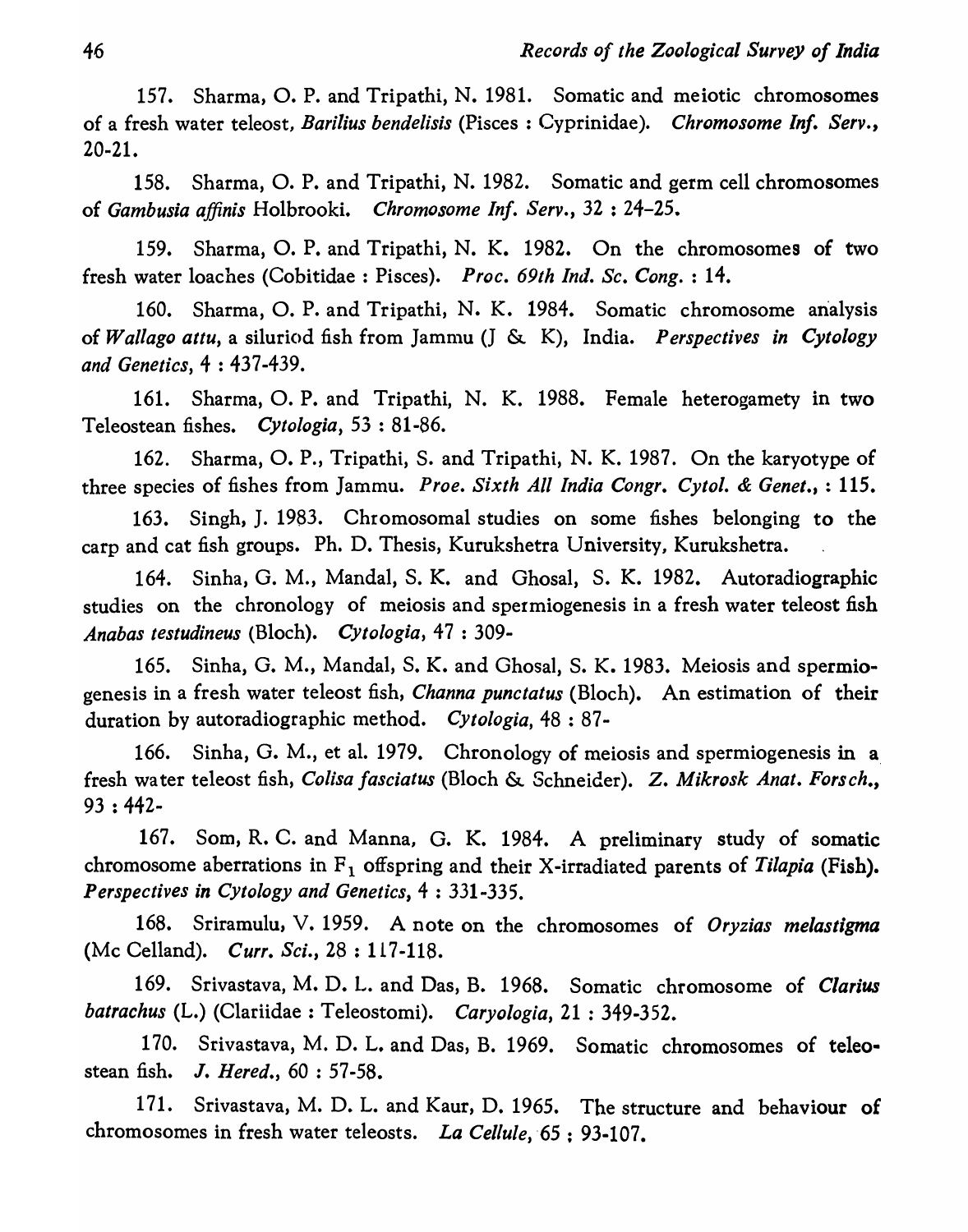157. Sharma, O. P. and Tripathi, N. 1981. Somatic and meiotic chromosomes of a fresh water teleost, *Barilius bendelisis* (Pisces : Cyprinidae). *Chromosome Inf. Serv.*, 20-21.

158. Sharma, O. P. and Tripathi, N. 1982. Somatic and germ cell chromosomes of *Gambusia affinis* Holbrooki. *Chromosome Inf. Serv.*, 32 : 24-25.

159. Sharma, O. P. and Tripathi, N. K. 1982. On the chromosomes of two fresh water loaches (Cobitidae : Pisces). *Proc. 69th Ind. Sc. Cong.* : 14.

160. Sharma, O. P. and Tripathi, N. K. 1984. Somatic chromosome analysis of *Wallago attu*, a siluriod fish from Jammu (J & K), India. *Perspectives in Cytology and Genetics*, 4 : 437-439.

161. Sharma, O. P. and Tripathi, N. K. 1988. Female heterogamety in two Teleostean fishes. *Cytologia*, 53 : 81-86.

162. Sharma, O. P., Tripathi, S. and Tripathi, N. K. 1987. On the karyotype of three species of fishes from Jammu. *Proe. Sixth All India Congr. Cytol. & Genet.*, : 115.

163. Singh, J. 1983. Chromosomal studies on some fishes belonging to the carp and cat fish groups. Ph. D. Thesis, Kurukshetra University, Kurukshetra.

164. Sinha, G. M., Mandal, S. K. and Ghosal, S. K. 1982. Autoradiographic studies on the chronology of meiosis and spermiogenesis in a fresh water teleost fish *Anabas testudineus* (Bloch). *Cytologia*, 47 : 309-

165. Sinha, G. M., Mandal, S. K. and Ghosal, S. K. 1983. Meiosis and spermiogenesis in a fresh water teleost fish, *Channa punctatus* (Bloch). An estimation of their duration by autoradiographic method. *Cytologia*, 48 : 87-

166. Sinha, G. M., et al. 1979. Chronology of meiosis and spermiogenesis in a fresh water teleost fish, *Colisa fasciatus* (Bloch & Schneider). *Z. Mikrosk Anat. Forsch.*, 93 : 442-

167. Som, R. C. and Manna, G. K. 1984. A preliminary study of somatic chromosome aberrations in $F_1$ offspring and their X-irradiated parents of *Tilapia* (Fish). *Perspectives in Cytology and Genetics*, 4 : 331-335.

168. Sriramulu, V. 1959. A note on the chromosomes of *Oryzias melastigma* (Mc Celland). *Curr. Sci.*, 28 : 117-118.

169. Srivastava, M. D. L. and Das, B. 1968. Somatic chromosome of *Clarius batrachus* (L.) (Clariidae : Teleostomi). *Caryologia*, 21 : 349-352.

170. Srivastava, M. D. L. and Das, B. 1969. Somatic chromosomes of teleostean fish. *J. Hered.*, 60 : 57-58.

171. Srivastava, M. D. L. and Kaur, D. 1965. The structure and behaviour of chromosomes in fresh water teleosts. *La Cellule*, 65 : 93-107.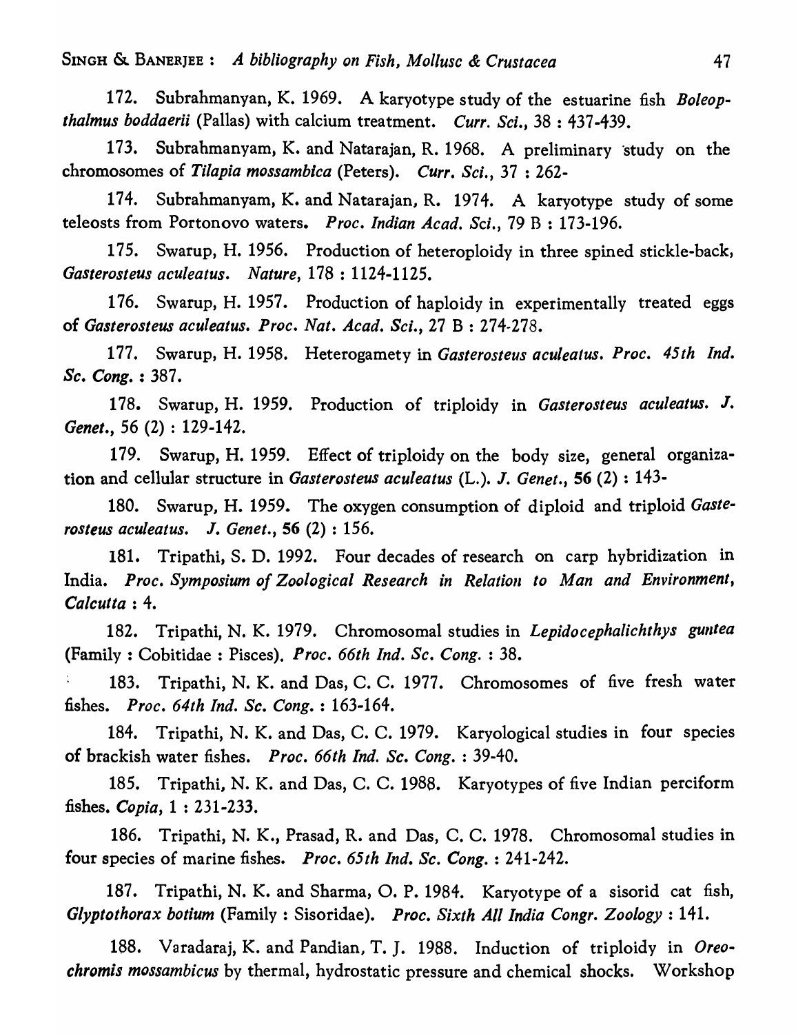172. Subrahmanyan, K. 1969. A karyotype study of the estuarine fish *Boleopthalmus boddaerii* (Pallas) with calcium treatment. *Curr. Sci.*, 38 : 437-439.

173. Subrahmanyam, K. and Natarajan, R. 1968. A preliminary study on the chromosomes of *Tilapia mossambica* (Peters). *Curr. Sci.*, 37 : 262-

174. Subrahmanyam, K. and Natarajan, R. 1974. A karyotype study of some teleosts from Portonovo waters. *Proc. Indian Acad. Sci.*, 79 B : 173-196.

175. Swarup, H. 1956. Production of heteroploidy in three spined stickle-back, *Gasterosteus aculeatus*. *Nature*, 178 : 1124-1125.

176. Swarup, H. 1957. Production of haploidy in experimentally treated eggs of *Gasterosteus aculeatus*. *Proc. Nat. Acad. Sci.*, 27 B : 274-278.

177. Swarup, H. 1958. Heterogamety in *Gasterosteus aculeatus*. *Proc. 45th Ind. Sc. Cong.* : 387.

178. Swarup, H. 1959. Production of triploidy in *Gasterosteus aculeatus*. *J. Genet.*, 56 (2) : 129-142.

179. Swarup, H. 1959. Effect of triploidy on the body size, general organization and cellular structure in *Gasterosteus aculeatus* (L.). *J. Genet.*, **56** (2) : 143-

180. Swarup, H. 1959. The oxygen consumption of diploid and triploid *Gasterosteus aculeatus*. *J. Genet.*, **56** (2) : 156.

181. Tripathi, S. D. 1992. Four decades of research on carp hybridization in India. *Proc. Symposium of Zoological Research in Relation to Man and Environment, Calcutta* : 4.

182. Tripathi, N. K. 1979. Chromosomal studies in *Lepidocephalichthys guntea* (Family : Cobitidae : Pisces). *Proc. 66th Ind. Sc. Cong.* : 38.

183. Tripathi, N. K. and Das, C. C. 1977. Chromosomes of five fresh water fishes. *Proc. 64th Ind. Sc. Cong.* : 163-164.

184. Tripathi, N. K. and Das, C. C. 1979. Karyological studies in four species of brackish water fishes. *Proc. 66th Ind. Sc. Cong.* : 39-40.

185. Tripathi, N. K. and Das, C. C. 1988. Karyotypes of five Indian perciform fishes. *Copia*, 1 : 231-233.

186. Tripathi, N. K., Prasad, R. and Das, C. C. 1978. Chromosomal studies in four species of marine fishes. *Proc. 65th Ind. Sc. Cong.* : 241-242.

187. Tripathi, N. K. and Sharma, O. P. 1984. Karyotype of a sisorid cat fish, *Glyptothorax botium* (Family : Sisoridae). *Proc. Sixth All India Congr. Zoology* : 141.

188. Varadaraj, K. and Pandian, T. J. 1988. Induction of triploidy in *Oreochromis mossambicus* by thermal, hydrostatic pressure and chemical shocks. Workshop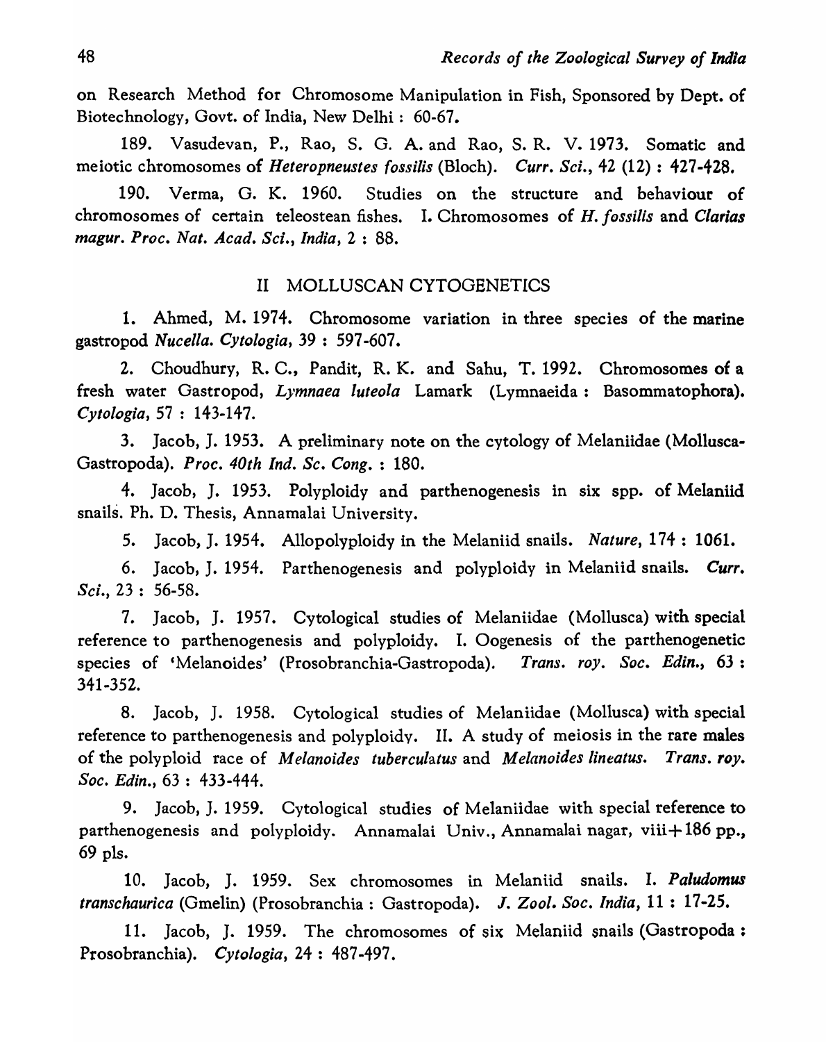on Research Method for Chromosome Manipulation in Fish, Sponsored by Dept. of Biotechnology, Govt. of India, New Delhi : 60-67.

189. Vasudevan, P., Rao, S. G. A. and Rao, S. R. V. 1973. Somatic and meiotic chromosomes of *Heteropneustes fossilis* (Bloch). *Curr. Sci.*, 42 (12) : 427-428.

190. Verma, G. K. 1960. Studies on the structure and behaviour of chromosomes of certain teleostean fishes. I. Chromosomes of *H. fossilis* and *Clarias magur*. *Proc. Nat. Acad. Sci., India*, 2 : 88.

## II MOLLUSCAN CYTOGENETICS

1. Ahmed, M. 1974. Chromosome variation in three species of the marine gastropod *Nucella*. *Cytologia*, 39 : 597-607.

2. Choudhury, R. C., Pandit, R. K. and Sahu, T. 1992. Chromosomes of a fresh water Gastropod, *Lymnaea luteola* Lamark (Lymnaeida : Basommatophora). *Cytologia*, 57 : 143-147.

3. Jacob, J. 1953. A preliminary note on the cytology of Melaniidae (Mollusca-Gastropoda). *Proc. 40th Ind. Sc. Cong.* : 180.

4. Jacob, J. 1953. Polyploidy and parthenogenesis in six spp. of Melaniid snails. Ph. D. Thesis, Annamalai University.

5. Jacob, J. 1954. Allopolyploidy in the Melaniid snails. *Nature*, 174 : 1061.

6. Jacob, J. 1954. Parthenogenesis and polyploidy in Melaniid snails. *Curr. Sci.*, 23 : 56-58.

7. Jacob, J. 1957. Cytological studies of Melaniidae (Mollusca) with special reference to parthenogenesis and polyploidy. I. Oogenesis of the parthenogenetic species of 'Melanoides' (Prosobranchia-Gastropoda). *Trans. roy. Soc. Edin.*, 63 : 341-352.

8. Jacob, J. 1958. Cytological studies of Melaniidae (Mollusca) with special reference to parthenogenesis and polyploidy. II. A study of meiosis in the rare males of the polyploid race of *Melanoides tuberculatus* and *Melanoides lineatus*. *Trans. roy. Soc. Edin.*, 63 : 433-444.

9. Jacob, J. 1959. Cytological studies of Melaniidae with special reference to parthenogenesis and polyploidy. Annamalai Univ., Annamalai nagar, viii+186 pp., 69 pls.

10. Jacob, J. 1959. Sex chromosomes in Melaniid snails. I. *Paludomus transchaurica* (Gmelin) (Prosobranchia : Gastropoda). *J. Zool. Soc. India*, 11 : 17-25.

11. Jacob, J. 1959. The chromosomes of six Melaniid snails (Gastropoda : Prosobranchia). *Cytologia*, 24 : 487-497.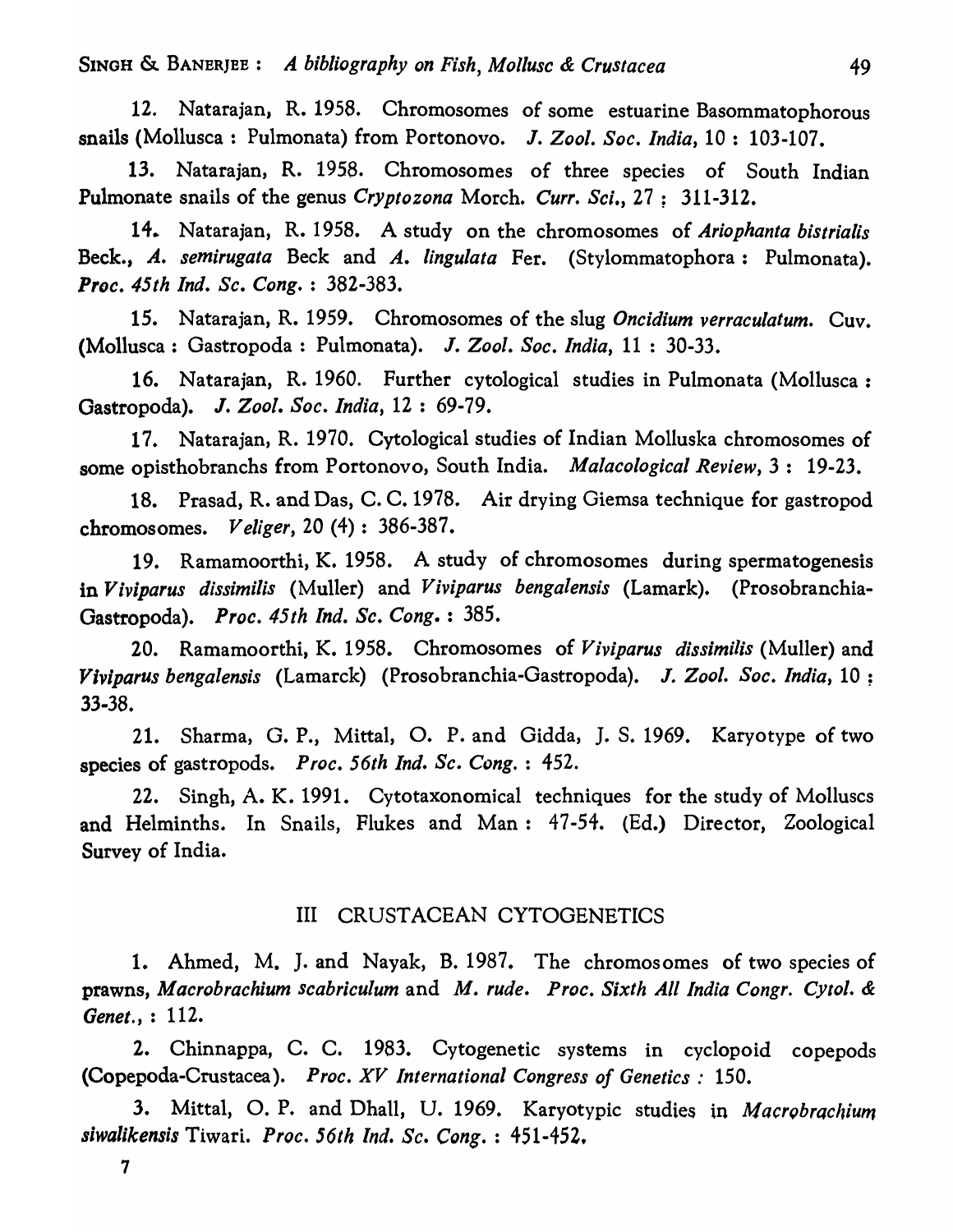12. Natarajan, R. 1958. Chromosomes of some estuarine Basommatophorous snails (Mollusca : Pulmonata) from Portonovo. *J. Zool. Soc. India*, 10 : 103-107.

13. Natarajan, R. 1958. Chromosomes of three species of South Indian Pulmonate snails of the genus *Cryptozona* Morch. *Curr. Sci.*, 27 : 311-312.

14. Natarajan, R. 1958. A study on the chromosomes of *Ariophanta bistrialis* Beck., *A. semirugata* Beck and *A. lingulata* Fer. (Stylommatophora : Pulmonata). *Proc. 45th Ind. Sc. Cong.* : 382-383.

15. Natarajan, R. 1959. Chromosomes of the slug *Oncidium verraculatum*. Cuv. (Mollusca : Gastropoda : Pulmonata). *J. Zool. Soc. India*, 11 : 30-33.

16. Natarajan, R. 1960. Further cytological studies in Pulmonata (Mollusca : Gastropoda). *J. Zool. Soc. India*, 12 : 69-79.

17. Natarajan, R. 1970. Cytological studies of Indian Molluska chromosomes of some opisthobranchs from Portonovo, South India. *Malacological Review*, 3 : 19-23.

18. Prasad, R. and Das, C. C. 1978. Air drying Giemsa technique for gastropod chromosomes. *Veliger*, 20 (4) : 386-387.

19. Ramamoorthi, K. 1958. A study of chromosomes during spermatogenesis in *Viviparus dissimilis* (Muller) and *Viviparus bengalensis* (Lamark). (Prosobranchia-Gastropoda). *Proc. 45th Ind. Sc. Cong.* : 385.

20. Ramamoorthi, K. 1958. Chromosomes of *Viviparus dissimilis* (Muller) and *Viviparus bengalensis* (Lamarck) (Prosobranchia-Gastropoda). *J. Zool. Soc. India*, 10 : 33-38.

21. Sharma, G. P., Mittal, O. P. and Gidda, J. S. 1969. Karyotype of two species of gastropods. *Proc. 56th Ind. Sc. Cong.* : 452.

22. Singh, A. K. 1991. Cytotaxonomical techniques for the study of Molluscs and Helminths. In Snails, Flukes and Man : 47-54. (Ed.) Director, Zoological Survey of India.

## III CRUSTACEAN CYTOGENETICS

1. Ahmed, M. J. and Nayak, B. 1987. The chromosomes of two species of prawns, *Macrobrachium scabriculum* and *M. rude*. *Proc. Sixth All India Congr. Cytol. & Genet.*, : 112.

2. Chinnappa, C. C. 1983. Cytogenetic systems in cyclopoid copepods (Copepoda-Crustacea). *Proc. XV International Congress of Genetics* : 150.

3. Mittal, O. P. and Dhall, U. 1969. Karyotypic studies in *Macrobrachium siwalikensis* Tiwari. *Proc. 56th Ind. Sc. Cong.* : 451-452.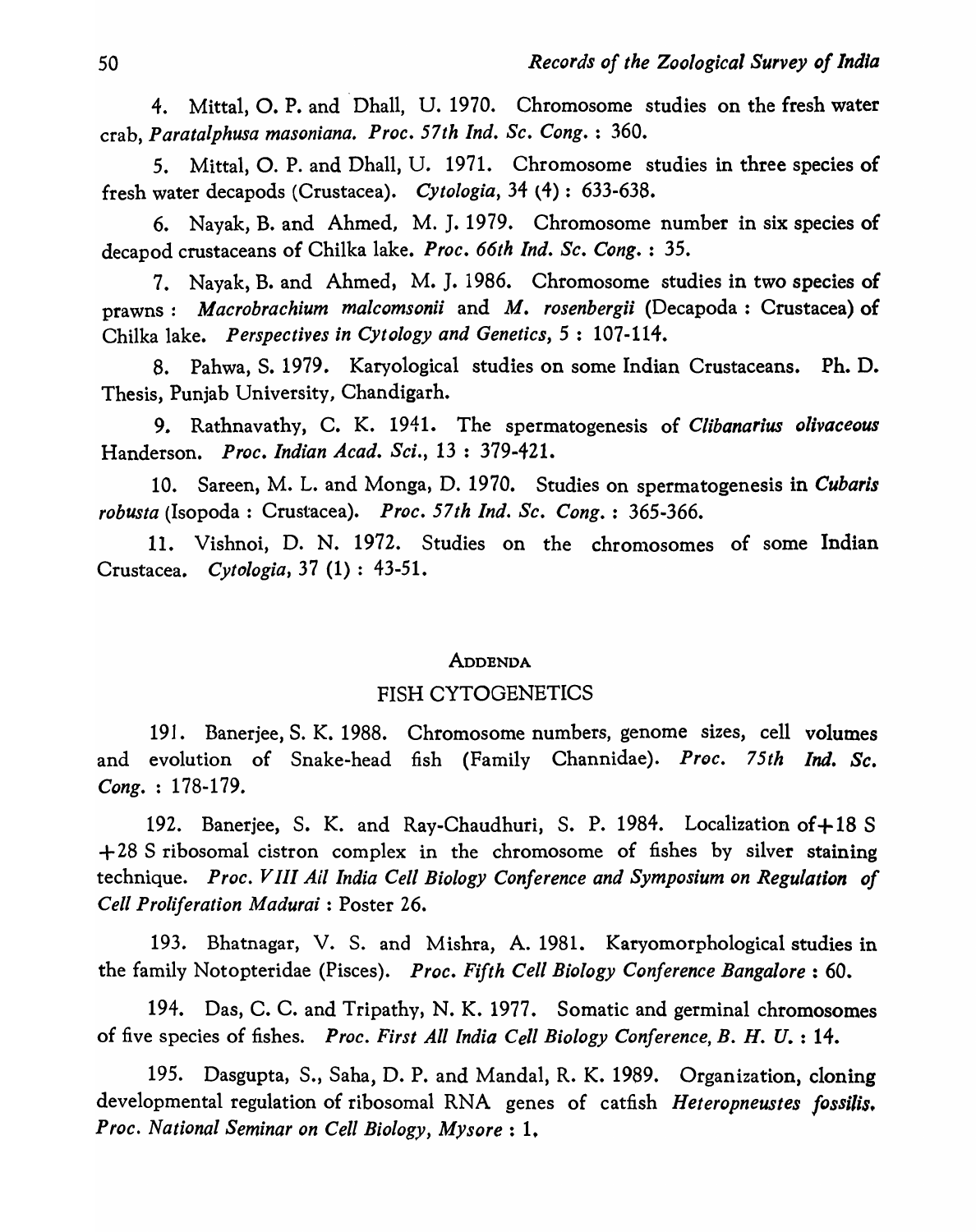4. Mittal, O. P. and Dhall, U. 1970. Chromosome studies on the fresh water crab, *Paratalphusa masoniana*. *Proc. 57th Ind. Sc. Cong.* : 360.

5. Mittal, O. P. and Dhall, U. 1971. Chromosome studies in three species of fresh water decapods (Crustacea). *Cytologia*, 34 (4) : 633-638.

6. Nayak, B. and Ahmed, M. J. 1979. Chromosome number in six species of decapod crustaceans of Chilka lake. *Proc. 66th Ind. Sc. Cong.* : 35.

7. Nayak, B. and Ahmed, M. J. 1986. Chromosome studies in two species of prawns : *Macrobrachium malcomsonii* and *M. rosenbergii* (Decapoda : Crustacea) of Chilka lake. *Perspectives in Cytology and Genetics*, 5 : 107-114.

8. Pahwa, S. 1979. Karyological studies on some Indian Crustaceans. Ph. D. Thesis, Punjab University, Chandigarh.

9. Rathnavathy, C. K. 1941. The spermatogenesis of *Clibanarius olivaceous* Handerson. *Proc. Indian Acad. Sci.*, 13 : 379-421.

10. Sareen, M. L. and Monga, D. 1970. Studies on spermatogenesis in *Cubaris robusta* (Isopoda : Crustacea). *Proc. 57th Ind. Sc. Cong.* : 365-366.

11. Vishnoi, D. N. 1972. Studies on the chromosomes of some Indian Crustacea. *Cytologia*, 37 (1) : 43-51.

## ADDENDA

## FISH CYTOGENETICS

191. Banerjee, S. K. 1988. Chromosome numbers, genome sizes, cell volumes and evolution of Snake-head fish (Family Channidae). *Proc. 75th Ind. Sc. Cong.* : 178-179.

192. Banerjee, S. K. and Ray-Chaudhuri, S. P. 1984. Localization of+18 S +28 S ribosomal cistron complex in the chromosome of fishes by silver staining technique. *Proc. VIII Ail India Cell Biology Conference and Symposium on Regulation of Cell Proliferation Madurai* : Poster 26.

193. Bhatnagar, V. S. and Mishra, A. 1981. Karyomorphological studies in the family Notopteridae (Pisces). *Proc. Fifth Cell Biology Conference Bangalore* : 60.

194. Das, C. C. and Tripathy, N. K. 1977. Somatic and germinal chromosomes of five species of fishes. *Proc. First All India Cell Biology Conference, B. H. U.* : 14.

195. Dasgupta, S., Saha, D. P. and Mandal, R. K. 1989. Organization, cloning developmental regulation of ribosomal RNA genes of catfish *Heteropneustes fossilis*. *Proc. National Seminar on Cell Biology, Mysore* : 1.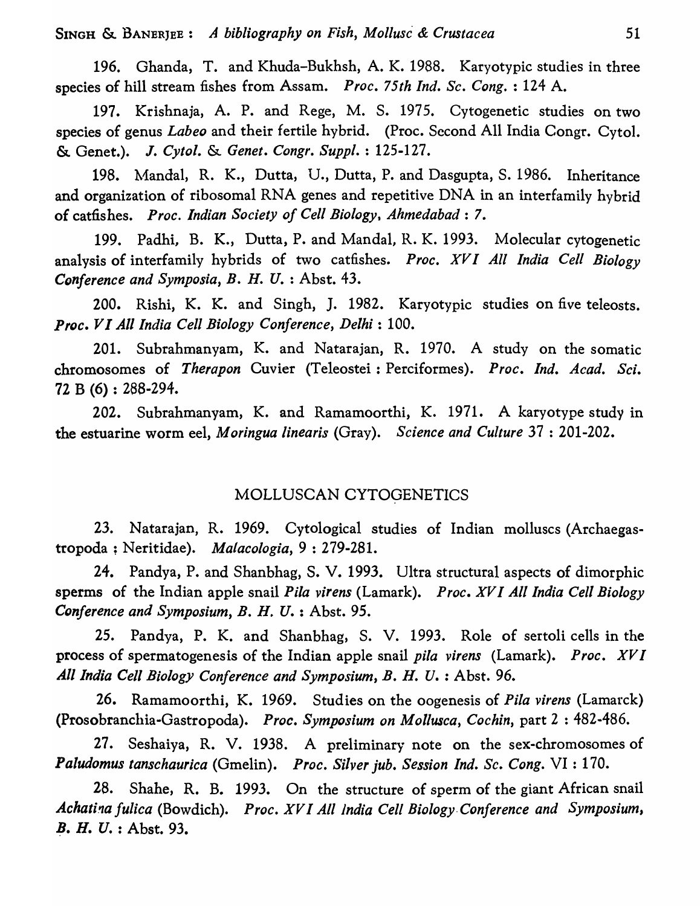196. Ghanda, T. and Khuda-Bukhsh, A. K. 1988. Karyotypic studies in three species of hill stream fishes from Assam. *Proc. 75th Ind. Sc. Cong.* : 124 A.

197. Krishnaja, A. P. and Rege, M. S. 1975. Cytogenetic studies on two species of genus *Labeo* and their fertile hybrid. (Proc. Second All India Congr. Cytol. & Genet.). *J. Cytol. & Genet. Congr. Suppl.* : 125-127.

198. Mandal, R. K., Dutta, U., Dutta, P. and Dasgupta, S. 1986. Inheritance and organization of ribosomal RNA genes and repetitive DNA in an interfamily hybrid of catfishes. *Proc. Indian Society of Cell Biology, Ahmedabad* : 7.

199. Padhi, B. K., Dutta, P. and Mandal, R. K. 1993. Molecular cytogenetic analysis of interfamily hybrids of two catfishes. *Proc. XVI All India Cell Biology Conference and Symposia, B. H. U.* : Abst. 43.

200. Rishi, K. K. and Singh, J. 1982. Karyotypic studies on five teleosts. *Proc. VI All India Cell Biology Conference, Delhi* : 100.

201. Subrahmanyam, K. and Natarajan, R. 1970. A study on the somatic chromosomes of *Therapon* Cuvier (Teleostei : Perciformes). *Proc. Ind. Acad. Sci.* 72 B (6) : 288-294.

202. Subrahmanyam, K. and Ramamoorthi, K. 1971. A karyotype study in the estuarine worm eel, *Moringua linearis* (Gray). *Science and Culture* 37 : 201-202.

## MOLLUSCAN CYTOGENETICS

23. Natarajan, R. 1969. Cytological studies of Indian molluscs (Archaegastropoda ; Neritidae). *Malacologia*, 9 : 279-281.

24. Pandya, P. and Shanbhag, S. V. 1993. Ultra structural aspects of dimorphic sperms of the Indian apple snail *Pila virens* (Lamark). *Proc. XVI All India Cell Biology Conference and Symposium, B. H. U.* : Abst. 95.

25. Pandya, P. K. and Shanbhag, S. V. 1993. Role of sertoli cells in the process of spermatogenesis of the Indian apple snail *pila virens* (Lamark). *Proc. XVI All India Cell Biology Conference and Symposium, B. H. U.* : Abst. 96.

26. Ramamoorthi, K. 1969. Studies on the oogenesis of *Pila virens* (Lamarck) (Prosobranchia-Gastropoda). *Proc. Symposium on Mollusca, Cochin*, part 2 : 482-486.

27. Seshaiya, R. V. 1938. A preliminary note on the sex-chromosomes of *Paludomus tanschaurica* (Gmelin). *Proc. Silver jub. Session Ind. Sc. Cong.* VI : 170.

28. Shahe, R. B. 1993. On the structure of sperm of the giant African snail *Achatina fulica* (Bowdich). *Proc. XVI All India Cell Biology Conference and Symposium, B. H. U.* : Abst. 93.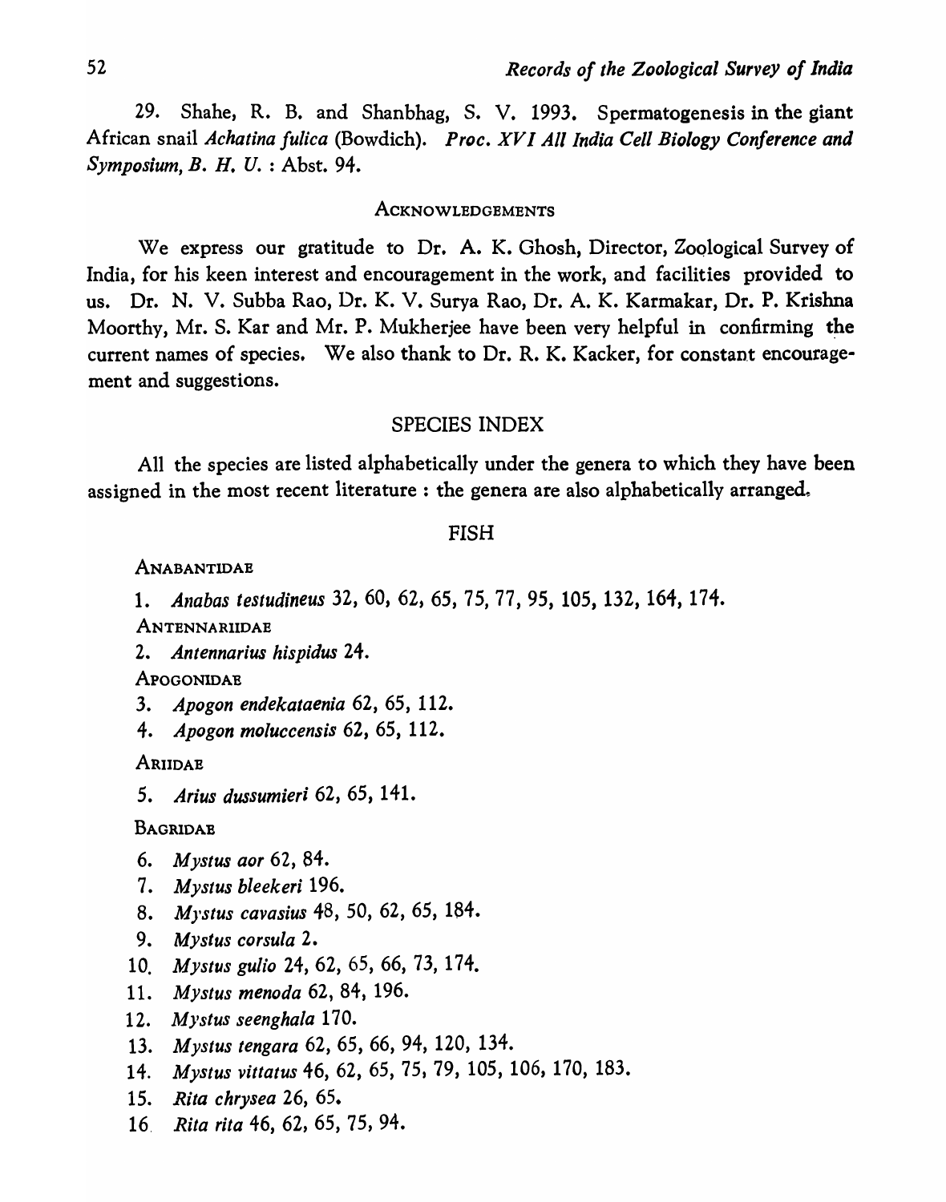29. Shahe, R. B. and Shanbhag, S. V. 1993. Spermatogenesis in the giant African snail *Achatina fulica* (Bowdich). *Proc. XVI All India Cell Biology Conference and Symposium, B. H. U.* : Abst. 94.

## ACKNOWLEDGEMENTS

We express our gratitude to Dr. A. K. Ghosh, Director, Zoological Survey of India, for his keen interest and encouragement in the work, and facilities provided to us. Dr. N. V. Subba Rao, Dr. K. V. Surya Rao, Dr. A. K. Karmakar, Dr. P. Krishna Moorthy, Mr. S. Kar and Mr. P. Mukherjee have been very helpful in confirming the current names of species. We also thank to Dr. R. K. Kacker, for constant encouragement and suggestions.

## SPECIES INDEX

All the species are listed alphabetically under the genera to which they have been assigned in the most recent literature : the genera are also alphabetically arranged.

### FISH

ANABANTIDAE

1. *Anabas testudineus* 32, 60, 62, 65, 75, 77, 95, 105, 132, 164, 174.

ANTENNARIIDAE

2. *Antennarius hispidus* 24.

APOGONIDAE

3. *Apogon endekataenia* 62, 65, 112.
4. *Apogon moluccensis* 62, 65, 112.

ARIIDAE

5. *Arius dussumieri* 62, 65, 141.

BAGRIDAE

6. *Mystus aor* 62, 84.
7. *Mystus bleekeri* 196.
8. *Mystus cavasius* 48, 50, 62, 65, 184.
9. *Mystus corsula* 2.
10. *Mystus gulio* 24, 62, 65, 66, 73, 174.
11. *Mystus menoda* 62, 84, 196.
12. *Mystus seenghala* 170.
13. *Mystus tengara* 62, 65, 66, 94, 120, 134.
14. *Mystus vittatus* 46, 62, 65, 75, 79, 105, 106, 170, 183.
15. *Rita chrysea* 26, 65.
16. *Rita rita* 46, 62, 65, 75, 94.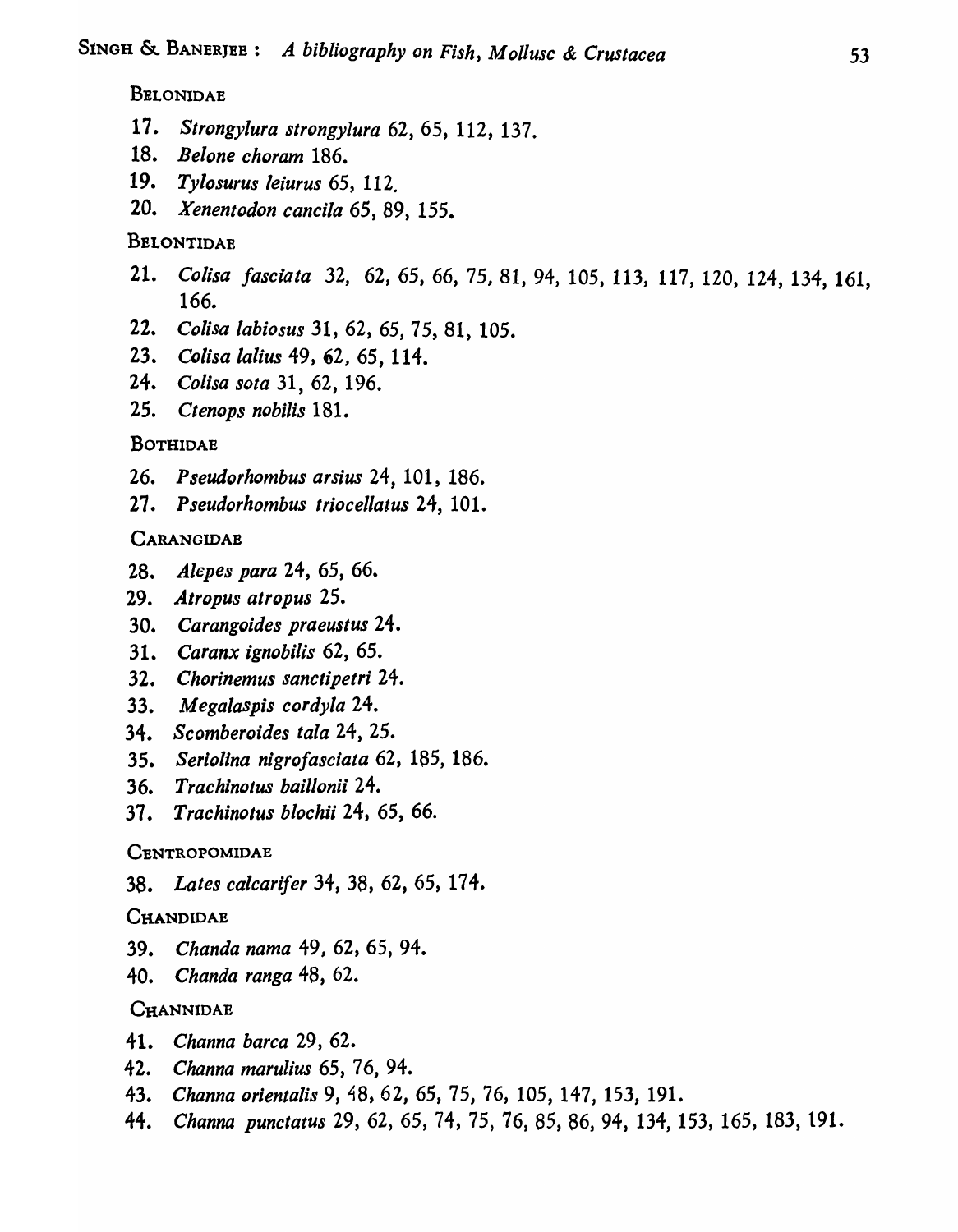BELONIDAE

17. *Strongylura strongylura* 62, 65, 112, 137.
18. *Belone choram* 186.
19. *Tylosurus leiurus* 65, 112.
20. *Xenentodon cancila* 65, 89, 155.

BELONTIDAE

21. *Colisa fasciata* 32, 62, 65, 66, 75, 81, 94, 105, 113, 117, 120, 124, 134, 161, 166.
22. *Colisa labiosus* 31, 62, 65, 75, 81, 105.
23. *Colisa lalius* 49, 62, 65, 114.
24. *Colisa sota* 31, 62, 196.
25. *Ctenops nobilis* 181.

BOTHIDAE

26. *Pseudorhombus arsius* 24, 101, 186.
27. *Pseudorhombus triocellatus* 24, 101.

CARANGIDAE

28. *Alepes para* 24, 65, 66.
29. *Atropus atropus* 25.
30. *Carangoides praeustus* 24.
31. *Caranx ignobilis* 62, 65.
32. *Chorinemus sanctipetri* 24.
33. *Megalaspis cordyla* 24.
34. *Scomberoides tala* 24, 25.
35. *Seriolina nigrofasciata* 62, 185, 186.
36. *Trachinotus baillonii* 24.
37. *Trachinotus blochii* 24, 65, 66.

CENTROPOMIDAE

38. *Lates calcarifer* 34, 38, 62, 65, 174.

CHANDIDAE

39. *Chanda nama* 49, 62, 65, 94.
40. *Chanda ranga* 48, 62.

CHANNIDAE

41. *Channa barca* 29, 62.
42. *Channa marulius* 65, 76, 94.
43. *Channa orientalis* 9, 48, 62, 65, 75, 76, 105, 147, 153, 191.
44. *Channa punctatus* 29, 62, 65, 74, 75, 76, 85, 86, 94, 134, 153, 165, 183, 191.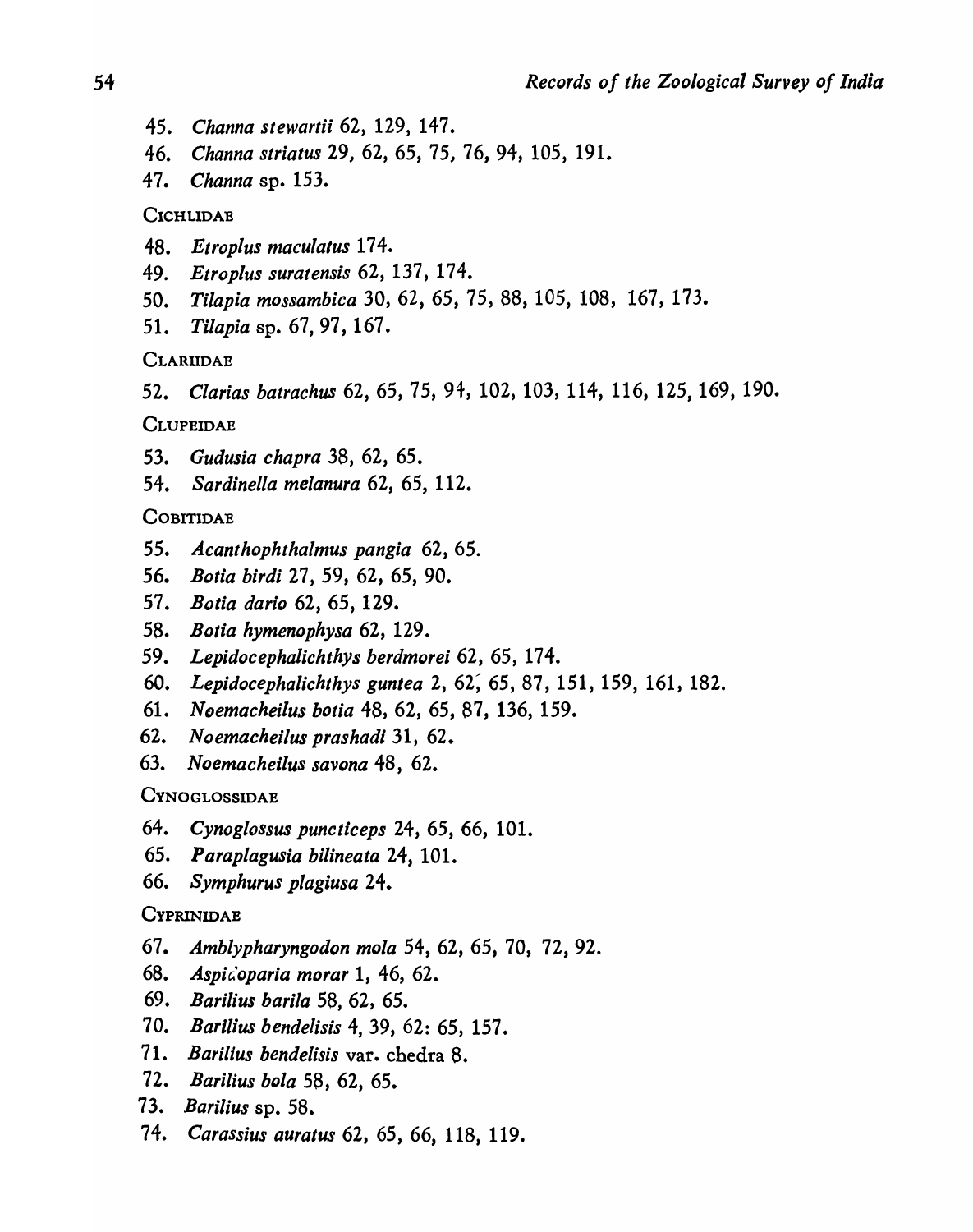45. *Channa stewartii* 62, 129, 147.

46. *Channa striatus* 29, 62, 65, 75, 76, 94, 105, 191.

47. *Channa* sp. 153.

CICHLIDAE

48. *Etroplus maculatus* 174.

49. *Etroplus suratensis* 62, 137, 174.

50. *Tilapia mossambica* 30, 62, 65, 75, 88, 105, 108, 167, 173.

51. *Tilapia* sp. 67, 97, 167.

CLARIIDAE

52. *Clarias batrachus* 62, 65, 75, 94, 102, 103, 114, 116, 125, 169, 190.

CLUPEIDAE

53. *Gudusia chapra* 38, 62, 65.

54. *Sardinella melanura* 62, 65, 112.

COBITIDAE

55. *Acanthophthalmus pangia* 62, 65.

56. *Botia birdi* 27, 59, 62, 65, 90.

57. *Botia dario* 62, 65, 129.

58. *Botia hymenophysa* 62, 129.

59. *Lepidocephalichthys berdmorei* 62, 65, 174.

60. *Lepidocephalichthys guntea* 2, 62, 65, 87, 151, 159, 161, 182.

61. *Noemacheilus botia* 48, 62, 65, 87, 136, 159.

62. *Noemacheilus prashadi* 31, 62.

63. *Noemacheilus savona* 48, 62.

CYNOGLOSSIDAE

64. *Cynoglossus puncticeps* 24, 65, 66, 101.

65. *Paraplagusia bilineata* 24, 101.

66. *Symphurus plagiusa* 24.

CYPRINIDAE

67. *Amblypharyngodon mola* 54, 62, 65, 70, 72, 92.

68. *Aspidoparia morar* 1, 46, 62.

69. *Barilius barila* 58, 62, 65.

70. *Barilius bendelisis* 4, 39, 62: 65, 157.

71. *Barilius bendelisis* var. chedra 8.

72. *Barilius bola* 58, 62, 65.

73. *Barilius* sp. 58.

74. *Carassius auratus* 62, 65, 66, 118, 119.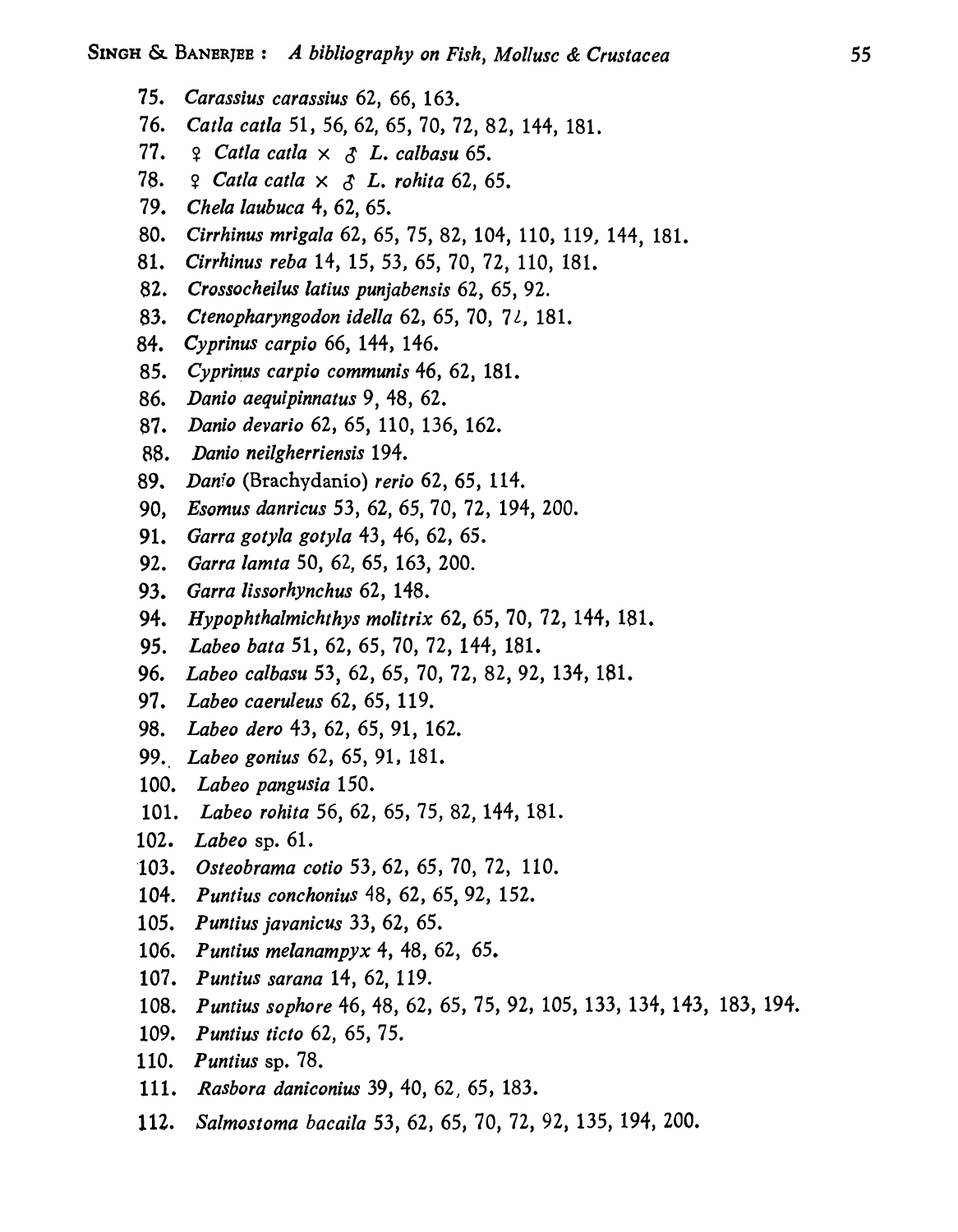75. *Carassius carassius* 62, 66, 163.
76. *Catla catla* 51, 56, 62, 65, 70, 72, 82, 144, 181.
77. ♀ *Catla catla* × ♂ *L. calbasu* 65.
78. ♀ *Catla catla* × ♂ *L. rohita* 62, 65.
79. *Chela laubuca* 4, 62, 65.
80. *Cirrhinus mrigala* 62, 65, 75, 82, 104, 110, 119, 144, 181.
81. *Cirrhinus reba* 14, 15, 53, 65, 70, 72, 110, 181.
82. *Crossocheilus latius punjabensis* 62, 65, 92.
83. *Ctenopharyngodon idella* 62, 65, 70, 72, 181.
84. *Cyprinus carpio* 66, 144, 146.
85. *Cyprinus carpio communis* 46, 62, 181.
86. *Danio aequipinnatus* 9, 48, 62.
87. *Danio devario* 62, 65, 110, 136, 162.
88. *Danio neilgherriensis* 194.
89. *Danio* (Brachydanio) *rerio* 62, 65, 114.
90. *Esomus danricus* 53, 62, 65, 70, 72, 194, 200.
91. *Garra gotyla gotyla* 43, 46, 62, 65.
92. *Garra lamta* 50, 62, 65, 163, 200.
93. *Garra lissorhynchus* 62, 148.
94. *Hypophthalmichthys molitrix* 62, 65, 70, 72, 144, 181.
95. *Labeo bata* 51, 62, 65, 70, 72, 144, 181.
96. *Labeo calbasu* 53, 62, 65, 70, 72, 82, 92, 134, 181.
97. *Labeo caeruleus* 62, 65, 119.
98. *Labeo dero* 43, 62, 65, 91, 162.
99. *Labeo gonius* 62, 65, 91, 181.
100. *Labeo pangusia* 150.
101. *Labeo rohita* 56, 62, 65, 75, 82, 144, 181.
102. *Labeo* sp. 61.
103. *Osteobrama cotio* 53, 62, 65, 70, 72, 110.
104. *Puntius conchonius* 48, 62, 65, 92, 152.
105. *Puntius javanicus* 33, 62, 65.
106. *Puntius melanampyx* 4, 48, 62, 65.
107. *Puntius sarana* 14, 62, 119.
108. *Puntius sophore* 46, 48, 62, 65, 75, 92, 105, 133, 134, 143, 183, 194.
109. *Puntius ticto* 62, 65, 75.
110. *Puntius* sp. 78.
111. *Rasbora daniconius* 39, 40, 62, 65, 183.
112. *Salmostoma bacaila* 53, 62, 65, 70, 72, 92, 135, 194, 200.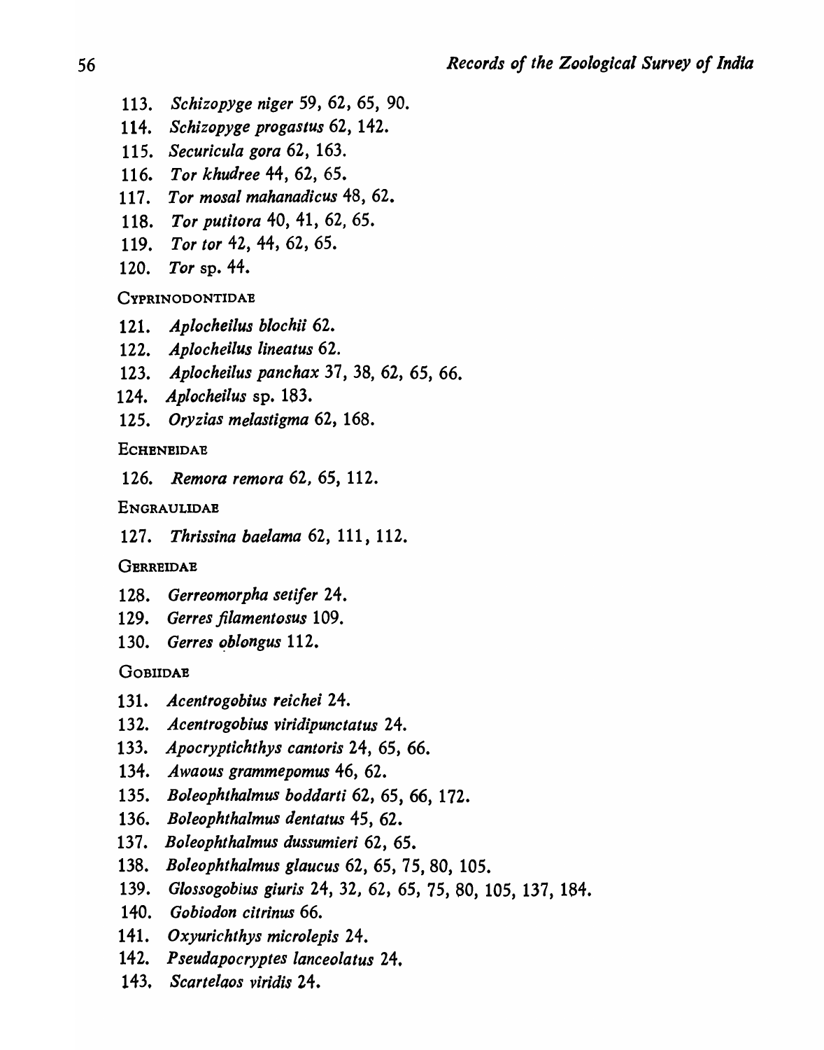113. *Schizopyge niger* 59, 62, 65, 90.
114. *Schizopyge progastus* 62, 142.
115. *Securicula gora* 62, 163.
116. *Tor khudree* 44, 62, 65.
117. *Tor mosal mahanadicus* 48, 62.
118. *Tor putitora* 40, 41, 62, 65.
119. *Tor tor* 42, 44, 62, 65.
120. *Tor* sp. 44.

CYPRINODONTIDAE

121. *Aplocheilus blochii* 62.
122. *Aplocheilus lineatus* 62.
123. *Aplocheilus panchax* 37, 38, 62, 65, 66.
124. *Aplocheilus* sp. 183.
125. *Oryzias melastigma* 62, 168.

ECHENEIDAE

126. *Remora remora* 62, 65, 112.

ENGRAULIDAE

127. *Thrissina baelama* 62, 111, 112.

GERREIDAE

128. *Gerreomorpha setifer* 24.
129. *Gerres filamentosus* 109.
130. *Gerres oblongus* 112.

GOBIIDAE

131. *Acentrogobius reichei* 24.
132. *Acentrogobius viridipunctatus* 24.
133. *Apocryptichthys cantoris* 24, 65, 66.
134. *Awaous grammepomus* 46, 62.
135. *Boleophthalmus boddarti* 62, 65, 66, 172.
136. *Boleophthalmus dentatus* 45, 62.
137. *Boleophthalmus dussumieri* 62, 65.
138. *Boleophthalmus glaucus* 62, 65, 75, 80, 105.
139. *Glossogobius giuris* 24, 32, 62, 65, 75, 80, 105, 137, 184.
140. *Gobiodon citrinus* 66.
141. *Oxyurichthys microlepis* 24.
142. *Pseudapocryptes lanceolatus* 24.
143. *Scartelaos viridis* 24.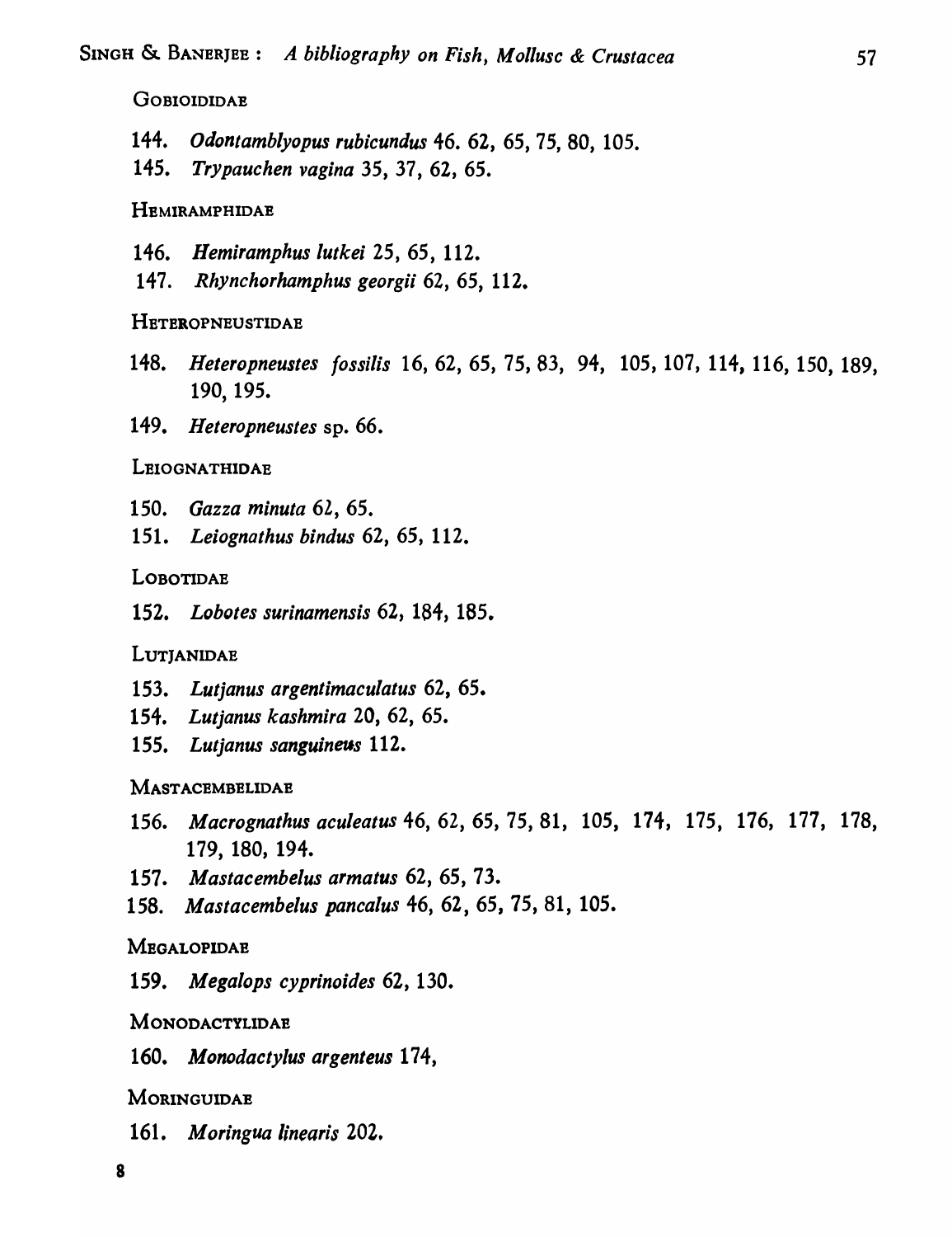GOBIOIDIDAE

144. *Odontamblyopus rubicundus* 46. 62, 65, 75, 80, 105.

145. *Trypauchen vagina* 35, 37, 62, 65.

HEMIRAMPHIDAE

146. *Hemiramphus lutkei* 25, 65, 112.

147. *Rhynchorhamphus georgii* 62, 65, 112.

HETEROPNEUSTIDAE

148. *Heteropneustes fossilis* 16, 62, 65, 75, 83, 94, 105, 107, 114, 116, 150, 189, 190, 195.

149. *Heteropneustes* sp. 66.

LEIOGNATHIDAE

150. *Gazza minuta* 62, 65.

151. *Leiognathus bindus* 62, 65, 112.

LOBOTIDAE

152. *Lobotes surinamensis* 62, 184, 185.

LUTJANIDAE

153. *Lutjanus argentimaculatus* 62, 65.

154. *Lutjanus kashmira* 20, 62, 65.

155. *Lutjanus sanguineus* 112.

MASTACEMBELIDAE

156. *Macrognathus aculeatus* 46, 62, 65, 75, 81, 105, 174, 175, 176, 177, 178, 179, 180, 194.

157. *Mastacembelus armatus* 62, 65, 73.

158. *Mastacembelus pancalus* 46, 62, 65, 75, 81, 105.

MEGALOPIDAE

159. *Megalops cyprinoides* 62, 130.

MONODACTYLIDAE

160. *Monodactylus argenteus* 174,

MORINGUIDAE

161. *Moringua linearis* 202.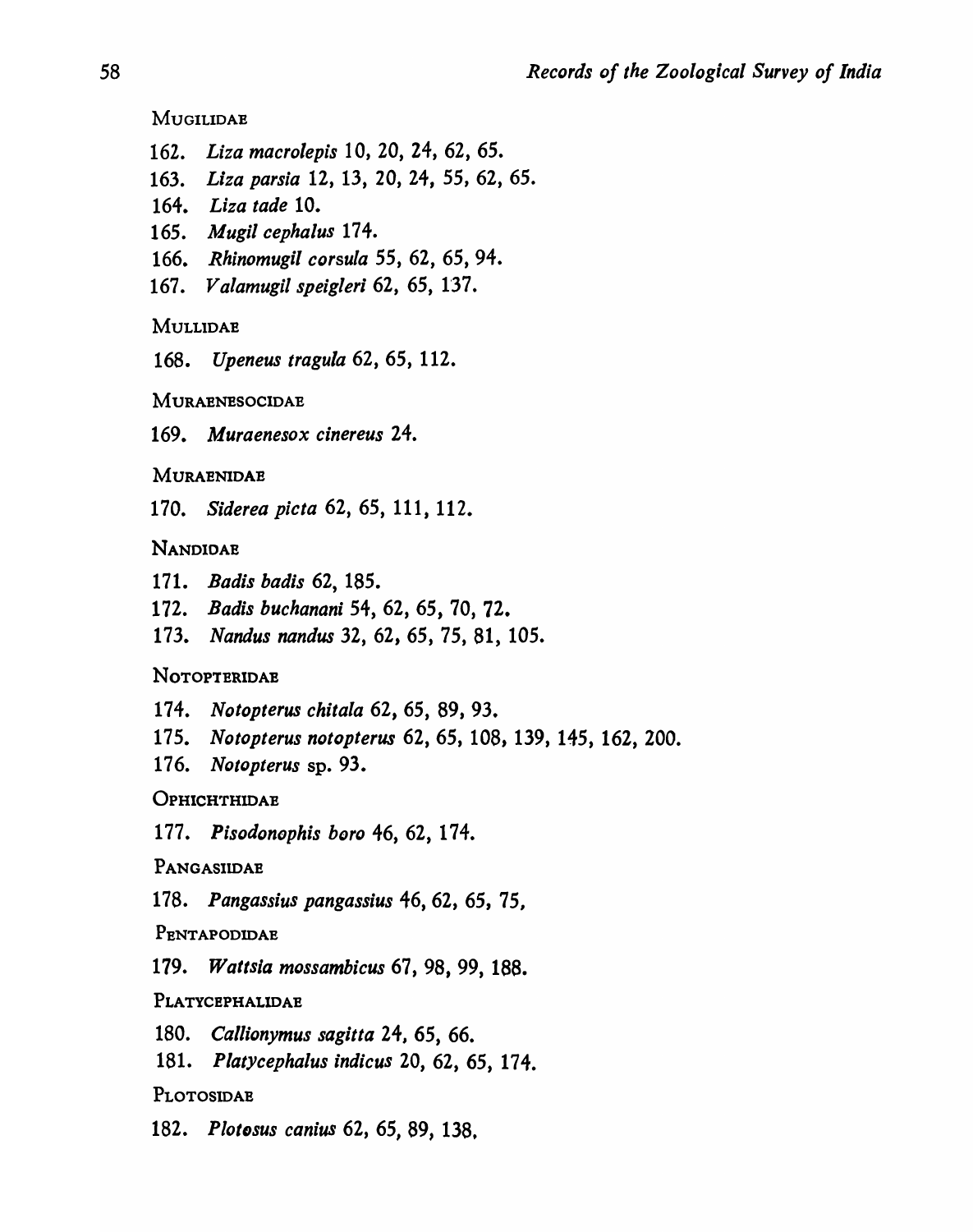MUGILIDAE

162. *Liza macrolepis* 10, 20, 24, 62, 65.
163. *Liza parsia* 12, 13, 20, 24, 55, 62, 65.
164. *Liza tade* 10.
165. *Mugil cephalus* 174.
166. *Rhinomugil corsula* 55, 62, 65, 94.
167. *Valamugil speigleri* 62, 65, 137.

MULLIDAE

168. *Upeneus tragula* 62, 65, 112.

MURAENESOCIDAE

169. *Muraenesox cinereus* 24.

MURAENIDAE

170. *Siderea picta* 62, 65, 111, 112.

NANDIDAE

171. *Badis badis* 62, 185.
172. *Badis buchanani* 54, 62, 65, 70, 72.
173. *Nandus nandus* 32, 62, 65, 75, 81, 105.

NOTOPTERIDAE

174. *Notopterus chitala* 62, 65, 89, 93.
175. *Notopterus notopterus* 62, 65, 108, 139, 145, 162, 200.
176. *Notopterus* sp. 93.

OPHICHTHIDAE

177. *Pisodonophis boro* 46, 62, 174.

PANGASIIDAE

178. *Pangassius pangassius* 46, 62, 65, 75,

PENTAPODIDAE

179. *Wattsia mossambicus* 67, 98, 99, 188.

PLATYCEPHALIDAE

180. *Callionymus sagitta* 24, 65, 66.
181. *Platycephalus indicus* 20, 62, 65, 174.

PLOTOSIDAE

182. *Plotosus canius* 62, 65, 89, 138.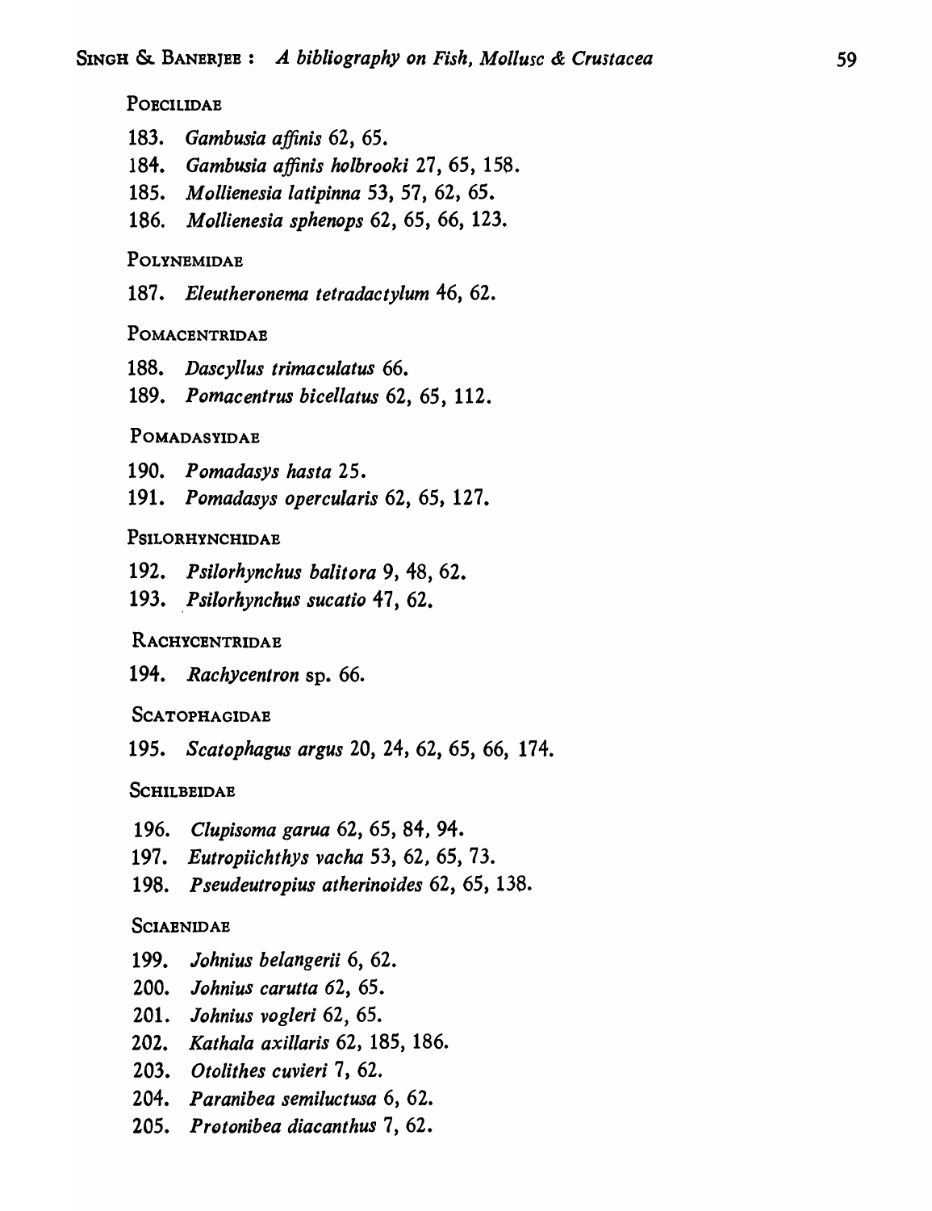POECILIDAE

183. *Gambusia affinis* 62, 65.
184. *Gambusia affinis holbrooki* 27, 65, 158.
185. *Mollienesia latipinna* 53, 57, 62, 65.
186. *Mollienesia sphenops* 62, 65, 66, 123.

POLYNEMIDAE

187. *Eleutheronema tetradactylum* 46, 62.

POMACENTRIDAE

188. *Dascyllus trimaculatus* 66.
189. *Pomacentrus bicellatus* 62, 65, 112.

POMADASYIDAE

190. *Pomadasys hasta* 25.
191. *Pomadasys opercularis* 62, 65, 127.

PSILORHYNCHIDAE

192. *Psilorhynchus balitora* 9, 48, 62.
193. *Psilorhynchus sucatio* 47, 62.

RACHYCENTRIDAE

194. *Rachycentron* sp. 66.

SCATOPHAGIDAE

195. *Scatophagus argus* 20, 24, 62, 65, 66, 174.

SCHILBEIDAE

196. *Clupisoma garua* 62, 65, 84, 94.
197. *Eutropiichthys vacha* 53, 62, 65, 73.
198. *Pseudeutropius atherinoides* 62, 65, 138.

SCIAENIDAE

199. *Johnius belangerii* 6, 62.
200. *Johnius carutta* 62, 65.
201. *Johnius vogleri* 62, 65.
202. *Kathala axillaris* 62, 185, 186.
203. *Otolithes cuvieri* 7, 62.
204. *Paranibea semiluctusa* 6, 62.
205. *Protonibea diacanthus* 7, 62.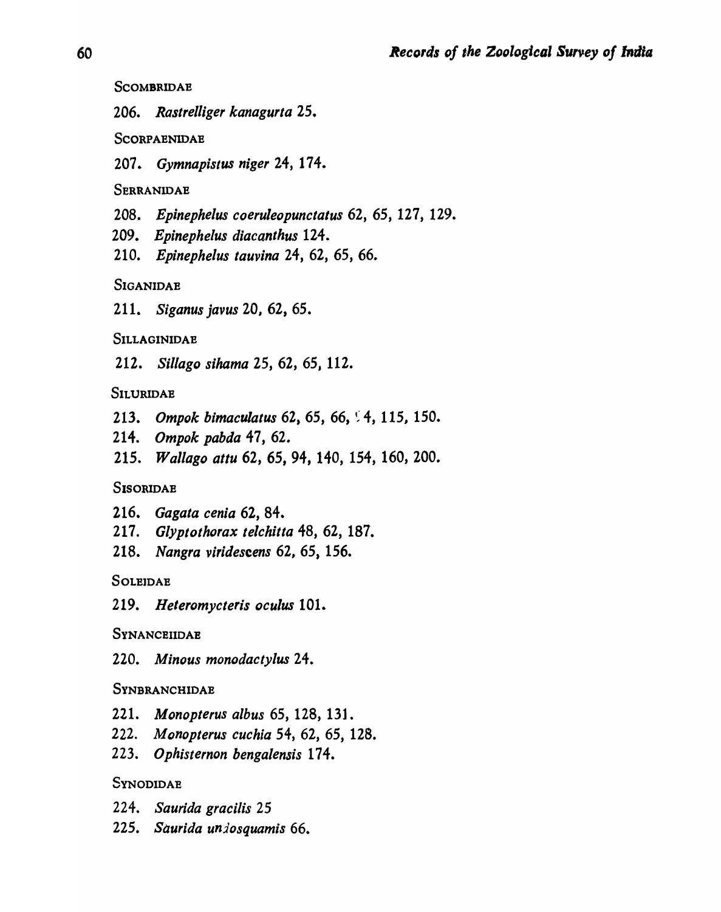SCOMBRIDAE

206. *Rastrelliger kanagurta* 25.

SCORPAENIDAE

207. *Gymnapistus niger* 24, 174.

SERRANIDAE

208. *Epinephelus coeruleopunctatus* 62, 65, 127, 129.
209. *Epinephelus diacanthus* 124.
210. *Epinephelus tauvina* 24, 62, 65, 66.

SIGANIDAE

211. *Siganus javus* 20, 62, 65.

SILLAGINIDAE

212. *Sillago sihama* 25, 62, 65, 112.

SILURIDAE

213. *Ompok bimaculatus* 62, 65, 66, 94, 115, 150.
214. *Ompok pabda* 47, 62.
215. *Wallago attu* 62, 65, 94, 140, 154, 160, 200.

SISORIDAE

216. *Gagata cenia* 62, 84.
217. *Glyptothorax telchitta* 48, 62, 187.
218. *Nangra viridescens* 62, 65, 156.

SOLEIDAE

219. *Heteromycteris oculus* 101.

SYNANCEIIDAE

220. *Minous monodactylus* 24.

SYNBRANCHIDAE

221. *Monopterus albus* 65, 128, 131.
222. *Monopterus cuchia* 54, 62, 65, 128.
223. *Ophisternon bengalensis* 174.

SYNODIDAE

224. *Saurida gracilis* 25
225. *Saurida undosquamis* 66.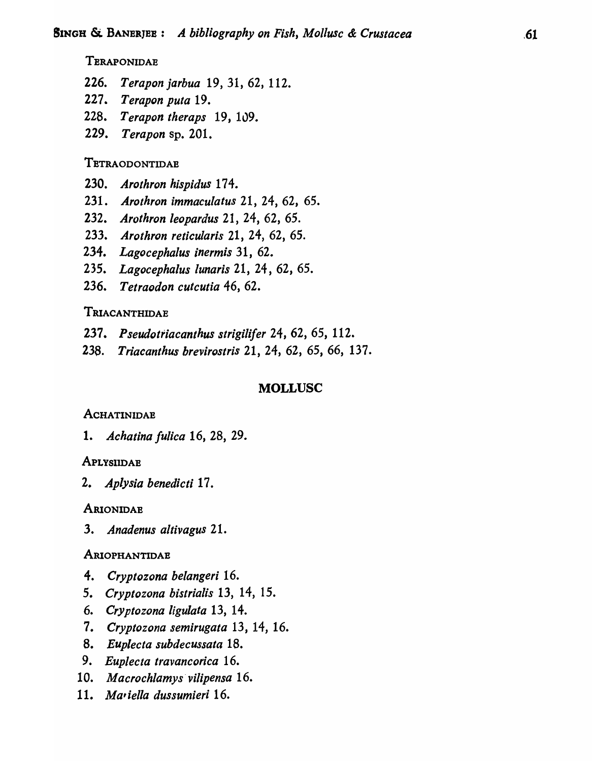TERAPONIDAE

226. *Terapon jarbua* 19, 31, 62, 112.
227. *Terapon puta* 19.
228. *Terapon theraps* 19, 109.
229. *Terapon* sp. 201.

TETRAODONTIDAE

230. *Arothron hispidus* 174.
231. *Arothron immaculatus* 21, 24, 62, 65.
232. *Arothron leopardus* 21, 24, 62, 65.
233. *Arothron reticularis* 21, 24, 62, 65.
234. *Lagocephalus inermis* 31, 62.
235. *Lagocephalus lunaris* 21, 24, 62, 65.
236. *Tetraodon cutcutia* 46, 62.

TRIACANTHIDAE

237. *Pseudotriacanthus strigilifer* 24, 62, 65, 112.
238. *Triacanthus brevirostris* 21, 24, 62, 65, 66, 137.

## MOLLUSC

ACHATINIDAE

1. *Achatina fulica* 16, 28, 29.

APLYSIIDAE

2. *Aplysia benedicti* 17.

ARIONIDAE

3. *Anadenus altivagus* 21.

ARIOPHANTIDAE

4. *Cryptozona belangeri* 16.
5. *Cryptozona bistrialis* 13, 14, 15.
6. *Cryptozona ligulata* 13, 14.
7. *Cryptozona semirugata* 13, 14, 16.
8. *Euplecta subdecussata* 18.
9. *Euplecta travancorica* 16.
10. *Macrochlamys vilipensa* 16.
11. *Mariella dussumieri* 16.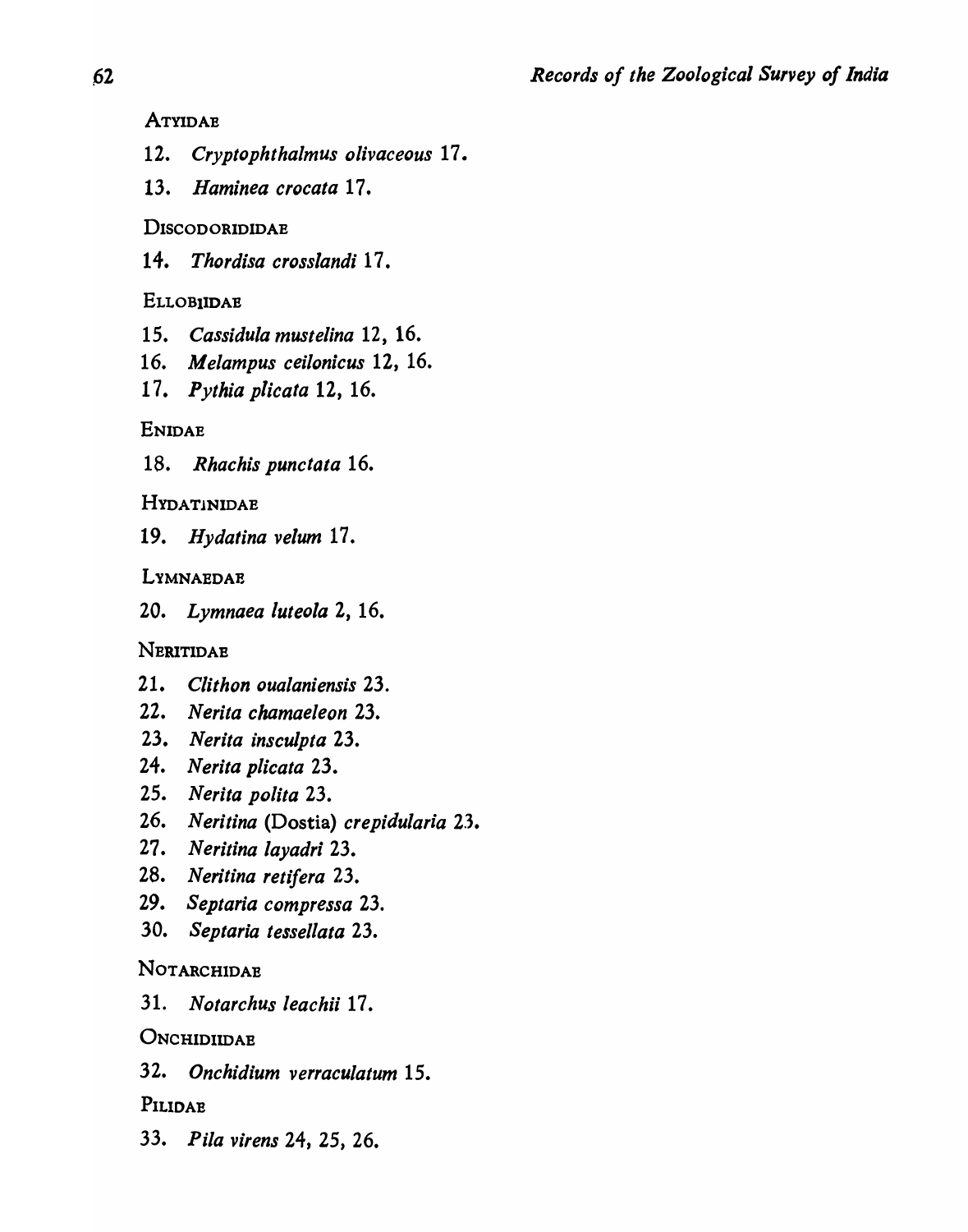ATYIDAE

12. *Cryptophthalmus olivaceous* 17.
13. *Haminea crocata* 17.

DISCODORIDIDAE

14. *Thordisa crosslandi* 17.

ELLOBIIDAE

15. *Cassidula mustelina* 12, 16.
16. *Melampus ceilonicus* 12, 16.
17. *Pythia plicata* 12, 16.

ENIDAE

18. *Rhachis punctata* 16.

HYDATINIDAE

19. *Hydatina velum* 17.

LYMNAEDAE

20. *Lymnaea luteola* 2, 16.

NERITIDAE

21. *Clithon oualaniensis* 23.
22. *Nerita chamaeleon* 23.
23. *Nerita insculpta* 23.
24. *Nerita plicata* 23.
25. *Nerita polita* 23.
26. *Neritina* (Dostia) *crepidularia* 23.
27. *Neritina layadri* 23.
28. *Neritina retifera* 23.
29. *Septaria compressa* 23.
30. *Septaria tessellata* 23.

NOTARCHIDAE

31. *Notarchus leachii* 17.

ONCHIDIIDAE

32. *Onchidium verraculatum* 15.

PILIDAE

33. *Pila virens* 24, 25, 26.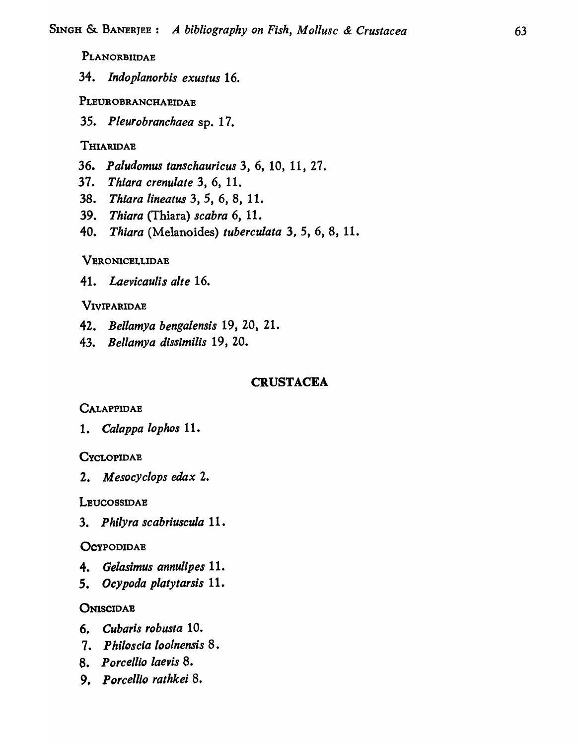PLANORBIIDAE

34. *Indoplanorbis exustus* 16.

PLEUROBRANCHAEIDAE

35. *Pleurobranchaea* sp. 17.

THIARIDAE

36. *Paludomus tanschauricus* 3, 6, 10, 11, 27.
37. *Thiara crenulate* 3, 6, 11.
38. *Thiara lineatus* 3, 5, 6, 8, 11.
39. *Thiara* (Thiara) *scabra* 6, 11.
40. *Thiara* (Melanoides) *tuberculata* 3, 5, 6, 8, 11.

VERONICELLIDAE

41. *Laevicaulis alte* 16.

VIVIPARIDAE

42. *Bellamya bengalensis* 19, 20, 21.
43. *Bellamya dissimilis* 19, 20.

## CRUSTACEA

CALAPPIDAE

1. *Calappa lophos* 11.

CYCLOPIDAE

2. *Mesocyclops edax* 2.

LEUCOSSIDAE

3. *Philyra scabriuscula* 11.

OCYPODIDAE

4. *Gelasimus annulipes* 11.
5. *Ocypoda platytarsis* 11.

ONISCIDAE

6. *Cubaris robusta* 10.
7. *Philoscia loolnensis* 8.
8. *Porcellio laevis* 8.
9. *Porcellio rathkei* 8.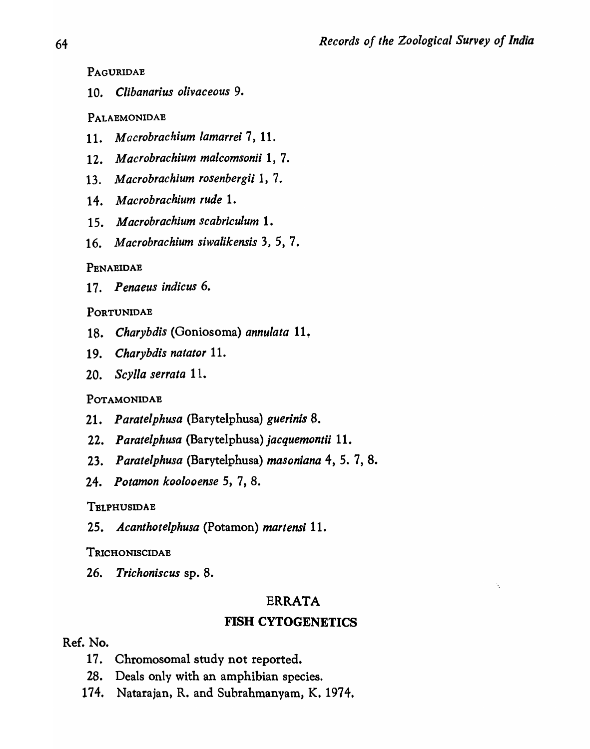PAGURIDAE

10. *Clibanarius olivaceous* 9.

PALAEMONIDAE

11. *Macrobrachium lamarrei* 7, 11.
12. *Macrobrachium malcomsonii* 1, 7.
13. *Macrobrachium rosenbergii* 1, 7.
14. *Macrobrachium rude* 1.
15. *Macrobrachium scabriculum* 1.
16. *Macrobrachium siwalikensis* 3, 5, 7.

PENAEIDAE

17. *Penaeus indicus* 6.

PORTUNIDAE

18. *Charybdis* (Goniosoma) *annulata* 11.
19. *Charybdis natator* 11.
20. *Scylla serrata* 11.

POTAMONIDAE

21. *Paratelphusa* (Barytelphusa) *guerinis* 8.
22. *Paratelphusa* (Barytelphusa) *jacquemontii* 11.
23. *Paratelphusa* (Barytelphusa) *masoniana* 4, 5. 7, 8.
24. *Potamon koolooense* 5, 7, 8.

TELPHUSIDAE

25. *Acanthotelphusa* (Potamon) *martensi* 11.

TRICHONISCIDAE

26. *Trichoniscus* sp. 8.

## ERRATA

## FISH CYTOGENETICS

Ref. No.

17. Chromosomal study not reported.
28. Deals only with an amphibian species.
174. Natarajan, R. and Subrahmanyam, K. 1974.